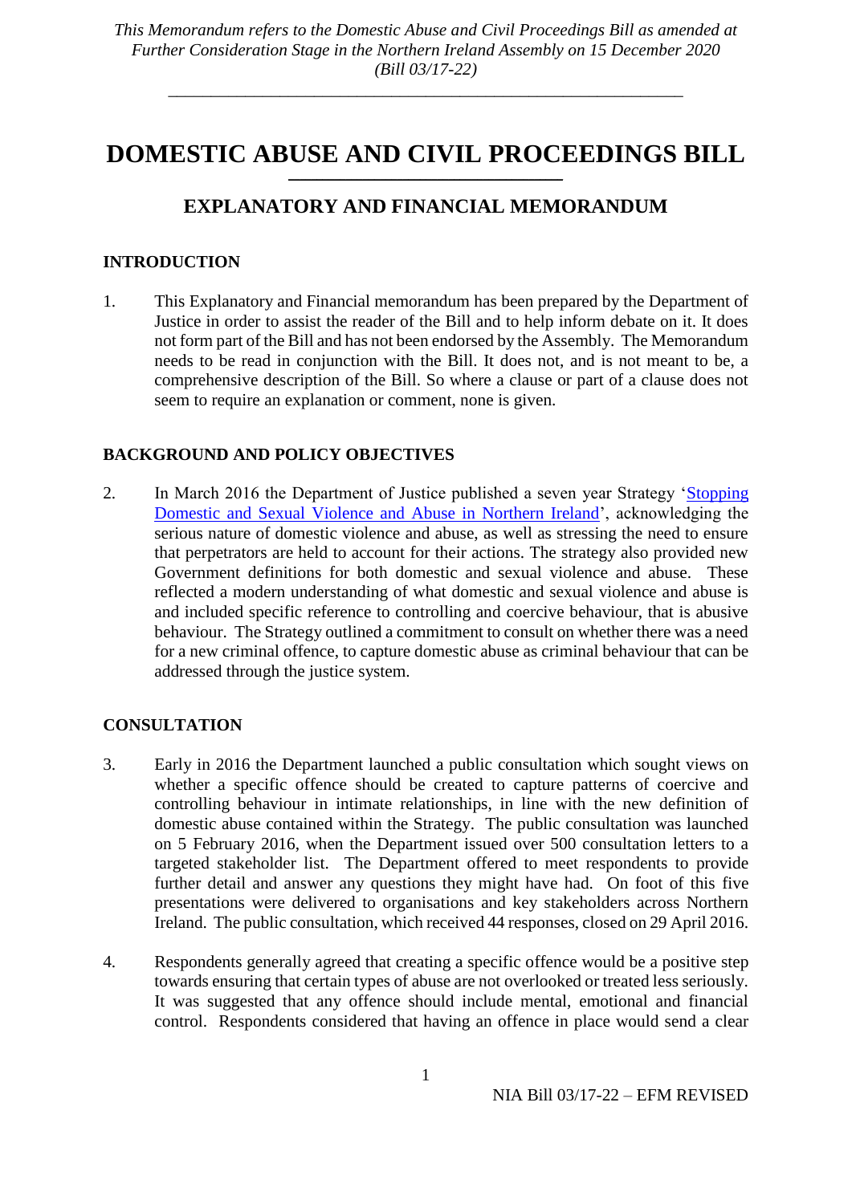*This Memorandum refers to the Domestic Abuse and Civil Proceedings Bill as amended at Further Consideration Stage in the Northern Ireland Assembly on 15 December 2020 (Bill 03/17-22)*

---

# DOMESTIC ABUSE AND CIVIL PROCEEDINGS BILL

## EXPLANATORY AND FINANCIAL MEMORANDUM

### INTRODUCTION

1. This Explanatory and Financial memorandum has been prepared by the Department of Justice in order to assist the reader of the Bill and to help inform debate on it. It does not form part of the Bill and has not been endorsed by the Assembly. The Memorandum needs to be read in conjunction with the Bill. It does not, and is not meant to be, a comprehensive description of the Bill. So where a clause or part of a clause does not seem to require an explanation or comment, none is given.

### BACKGROUND AND POLICY OBJECTIVES

2. In March 2016 the Department of Justice published a seven year Strategy 'Stopping Domestic and Sexual Violence and Abuse in Northern Ireland', acknowledging the serious nature of domestic violence and abuse, as well as stressing the need to ensure that perpetrators are held to account for their actions. The strategy also provided new Government definitions for both domestic and sexual violence and abuse. These reflected a modern understanding of what domestic and sexual violence and abuse is and included specific reference to controlling and coercive behaviour, that is abusive behaviour. The Strategy outlined a commitment to consult on whether there was a need for a new criminal offence, to capture domestic abuse as criminal behaviour that can be addressed through the justice system.

### CONSULTATION

3. Early in 2016 the Department launched a public consultation which sought views on whether a specific offence should be created to capture patterns of coercive and controlling behaviour in intimate relationships, in line with the new definition of domestic abuse contained within the Strategy. The public consultation was launched on 5 February 2016, when the Department issued over 500 consultation letters to a targeted stakeholder list. The Department offered to meet respondents to provide further detail and answer any questions they might have had. On foot of this five presentations were delivered to organisations and key stakeholders across Northern Ireland. The public consultation, which received 44 responses, closed on 29 April 2016.

4. Respondents generally agreed that creating a specific offence would be a positive step towards ensuring that certain types of abuse are not overlooked or treated less seriously. It was suggested that any offence should include mental, emotional and financial control. Respondents considered that having an offence in place would send a clear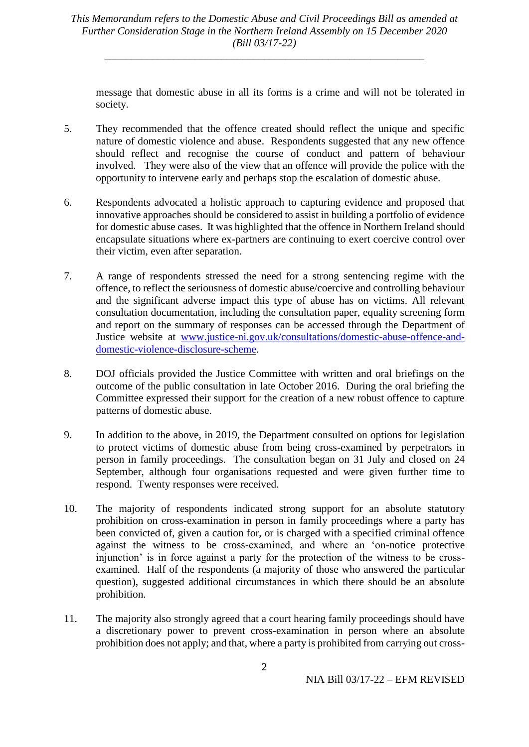message that domestic abuse in all its forms is a crime and will not be tolerated in society.

5. They recommended that the offence created should reflect the unique and specific nature of domestic violence and abuse. Respondents suggested that any new offence should reflect and recognise the course of conduct and pattern of behaviour involved. They were also of the view that an offence will provide the police with the opportunity to intervene early and perhaps stop the escalation of domestic abuse.

6. Respondents advocated a holistic approach to capturing evidence and proposed that innovative approaches should be considered to assist in building a portfolio of evidence for domestic abuse cases. It was highlighted that the offence in Northern Ireland should encapsulate situations where ex-partners are continuing to exert coercive control over their victim, even after separation.

7. A range of respondents stressed the need for a strong sentencing regime with the offence, to reflect the seriousness of domestic abuse/coercive and controlling behaviour and the significant adverse impact this type of abuse has on victims. All relevant consultation documentation, including the consultation paper, equality screening form and report on the summary of responses can be accessed through the Department of Justice website at [www.justice-ni.gov.uk/consultations/domestic-abuse-offence-and-domestic-violence-disclosure-scheme](http://www.justice-ni.gov.uk/consultations/domestic-abuse-offence-and-domestic-violence-disclosure-scheme).

8. DOJ officials provided the Justice Committee with written and oral briefings on the outcome of the public consultation in late October 2016. During the oral briefing the Committee expressed their support for the creation of a new robust offence to capture patterns of domestic abuse.

9. In addition to the above, in 2019, the Department consulted on options for legislation to protect victims of domestic abuse from being cross-examined by perpetrators in person in family proceedings. The consultation began on 31 July and closed on 24 September, although four organisations requested and were given further time to respond. Twenty responses were received.

10. The majority of respondents indicated strong support for an absolute statutory prohibition on cross-examination in person in family proceedings where a party has been convicted of, given a caution for, or is charged with a specified criminal offence against the witness to be cross-examined, and where an 'on-notice protective injunction' is in force against a party for the protection of the witness to be cross-examined. Half of the respondents (a majority of those who answered the particular question), suggested additional circumstances in which there should be an absolute prohibition.

11. The majority also strongly agreed that a court hearing family proceedings should have a discretionary power to prevent cross-examination in person where an absolute prohibition does not apply; and that, where a party is prohibited from carrying out cross-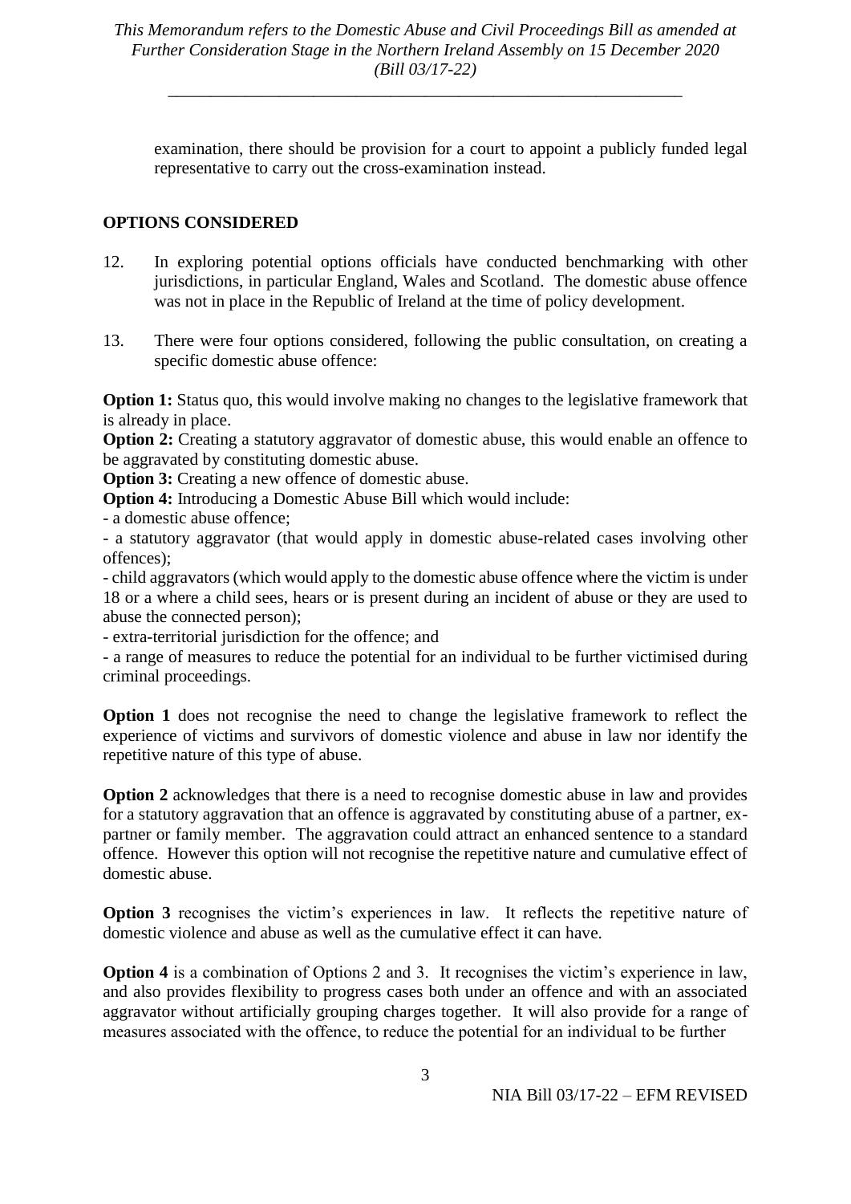examination, there should be provision for a court to appoint a publicly funded legal representative to carry out the cross-examination instead.

## OPTIONS CONSIDERED

12. In exploring potential options officials have conducted benchmarking with other jurisdictions, in particular England, Wales and Scotland. The domestic abuse offence was not in place in the Republic of Ireland at the time of policy development.

13. There were four options considered, following the public consultation, on creating a specific domestic abuse offence:

**Option 1:** Status quo, this would involve making no changes to the legislative framework that is already in place.

**Option 2:** Creating a statutory aggravator of domestic abuse, this would enable an offence to be aggravated by constituting domestic abuse.

**Option 3:** Creating a new offence of domestic abuse.

**Option 4:** Introducing a Domestic Abuse Bill which would include:

- a domestic abuse offence;
- a statutory aggravator (that would apply in domestic abuse-related cases involving other offences);
- child aggravators (which would apply to the domestic abuse offence where the victim is under 18 or a where a child sees, hears or is present during an incident of abuse or they are used to abuse the connected person);
- extra-territorial jurisdiction for the offence; and
- a range of measures to reduce the potential for an individual to be further victimised during criminal proceedings.

**Option 1** does not recognise the need to change the legislative framework to reflect the experience of victims and survivors of domestic violence and abuse in law nor identify the repetitive nature of this type of abuse.

**Option 2** acknowledges that there is a need to recognise domestic abuse in law and provides for a statutory aggravation that an offence is aggravated by constituting abuse of a partner, ex-partner or family member. The aggravation could attract an enhanced sentence to a standard offence. However this option will not recognise the repetitive nature and cumulative effect of domestic abuse.

**Option 3** recognises the victim's experiences in law. It reflects the repetitive nature of domestic violence and abuse as well as the cumulative effect it can have.

**Option 4** is a combination of Options 2 and 3. It recognises the victim's experience in law, and also provides flexibility to progress cases both under an offence and with an associated aggravator without artificially grouping charges together. It will also provide for a range of measures associated with the offence, to reduce the potential for an individual to be further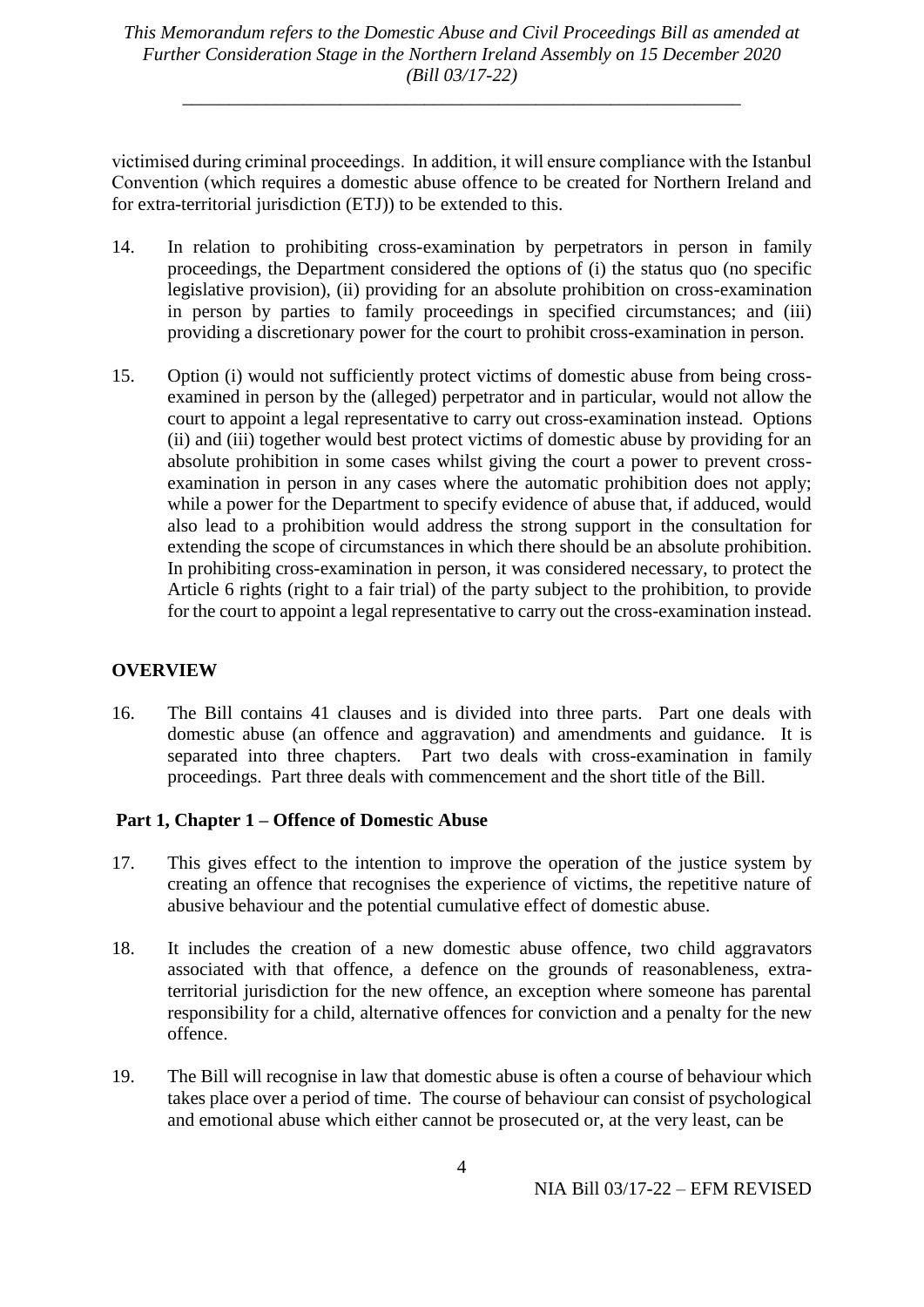victimised during criminal proceedings. In addition, it will ensure compliance with the Istanbul Convention (which requires a domestic abuse offence to be created for Northern Ireland and for extra-territorial jurisdiction (ETJ)) to be extended to this.

14. In relation to prohibiting cross-examination by perpetrators in person in family proceedings, the Department considered the options of (i) the status quo (no specific legislative provision), (ii) providing for an absolute prohibition on cross-examination in person by parties to family proceedings in specified circumstances; and (iii) providing a discretionary power for the court to prohibit cross-examination in person.

15. Option (i) would not sufficiently protect victims of domestic abuse from being cross-examined in person by the (alleged) perpetrator and in particular, would not allow the court to appoint a legal representative to carry out cross-examination instead. Options (ii) and (iii) together would best protect victims of domestic abuse by providing for an absolute prohibition in some cases whilst giving the court a power to prevent cross-examination in person in any cases where the automatic prohibition does not apply; while a power for the Department to specify evidence of abuse that, if adduced, would also lead to a prohibition would address the strong support in the consultation for extending the scope of circumstances in which there should be an absolute prohibition. In prohibiting cross-examination in person, it was considered necessary, to protect the Article 6 rights (right to a fair trial) of the party subject to the prohibition, to provide for the court to appoint a legal representative to carry out the cross-examination instead.

## OVERVIEW

16. The Bill contains 41 clauses and is divided into three parts. Part one deals with domestic abuse (an offence and aggravation) and amendments and guidance. It is separated into three chapters. Part two deals with cross-examination in family proceedings. Part three deals with commencement and the short title of the Bill.

### Part 1, Chapter 1 – Offence of Domestic Abuse

17. This gives effect to the intention to improve the operation of the justice system by creating an offence that recognises the experience of victims, the repetitive nature of abusive behaviour and the potential cumulative effect of domestic abuse.

18. It includes the creation of a new domestic abuse offence, two child aggravators associated with that offence, a defence on the grounds of reasonableness, extra-territorial jurisdiction for the new offence, an exception where someone has parental responsibility for a child, alternative offences for conviction and a penalty for the new offence.

19. The Bill will recognise in law that domestic abuse is often a course of behaviour which takes place over a period of time. The course of behaviour can consist of psychological and emotional abuse which either cannot be prosecuted or, at the very least, can be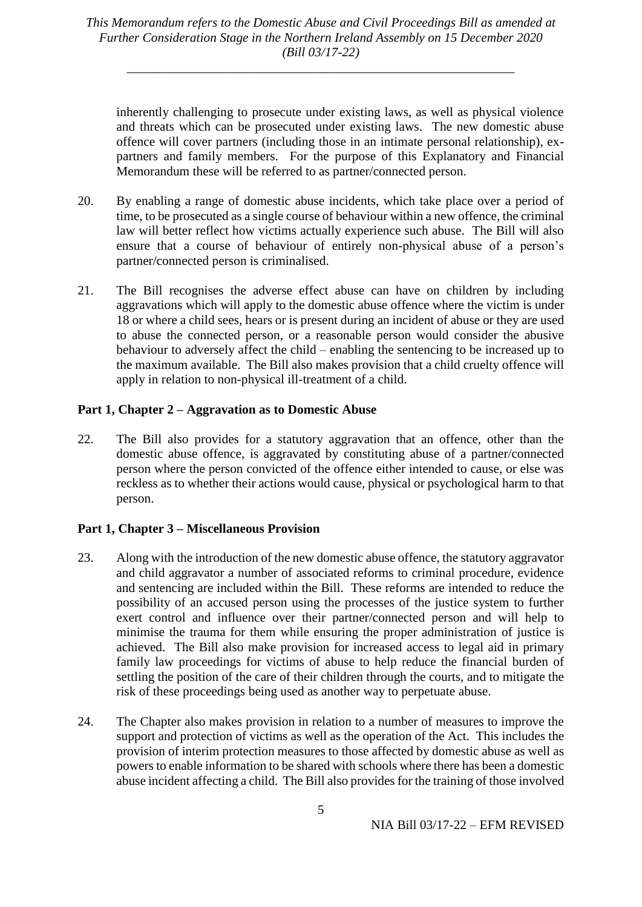inherently challenging to prosecute under existing laws, as well as physical violence and threats which can be prosecuted under existing laws. The new domestic abuse offence will cover partners (including those in an intimate personal relationship), ex-partners and family members. For the purpose of this Explanatory and Financial Memorandum these will be referred to as partner/connected person.

20. By enabling a range of domestic abuse incidents, which take place over a period of time, to be prosecuted as a single course of behaviour within a new offence, the criminal law will better reflect how victims actually experience such abuse. The Bill will also ensure that a course of behaviour of entirely non-physical abuse of a person's partner/connected person is criminalised.

21. The Bill recognises the adverse effect abuse can have on children by including aggravations which will apply to the domestic abuse offence where the victim is under 18 or where a child sees, hears or is present during an incident of abuse or they are used to abuse the connected person, or a reasonable person would consider the abusive behaviour to adversely affect the child – enabling the sentencing to be increased up to the maximum available. The Bill also makes provision that a child cruelty offence will apply in relation to non-physical ill-treatment of a child.

**Part 1, Chapter 2 – Aggravation as to Domestic Abuse**

22. The Bill also provides for a statutory aggravation that an offence, other than the domestic abuse offence, is aggravated by constituting abuse of a partner/connected person where the person convicted of the offence either intended to cause, or else was reckless as to whether their actions would cause, physical or psychological harm to that person.

**Part 1, Chapter 3 – Miscellaneous Provision**

23. Along with the introduction of the new domestic abuse offence, the statutory aggravator and child aggravator a number of associated reforms to criminal procedure, evidence and sentencing are included within the Bill. These reforms are intended to reduce the possibility of an accused person using the processes of the justice system to further exert control and influence over their partner/connected person and will help to minimise the trauma for them while ensuring the proper administration of justice is achieved. The Bill also make provision for increased access to legal aid in primary family law proceedings for victims of abuse to help reduce the financial burden of settling the position of the care of their children through the courts, and to mitigate the risk of these proceedings being used as another way to perpetuate abuse.

24. The Chapter also makes provision in relation to a number of measures to improve the support and protection of victims as well as the operation of the Act. This includes the provision of interim protection measures to those affected by domestic abuse as well as powers to enable information to be shared with schools where there has been a domestic abuse incident affecting a child. The Bill also provides for the training of those involved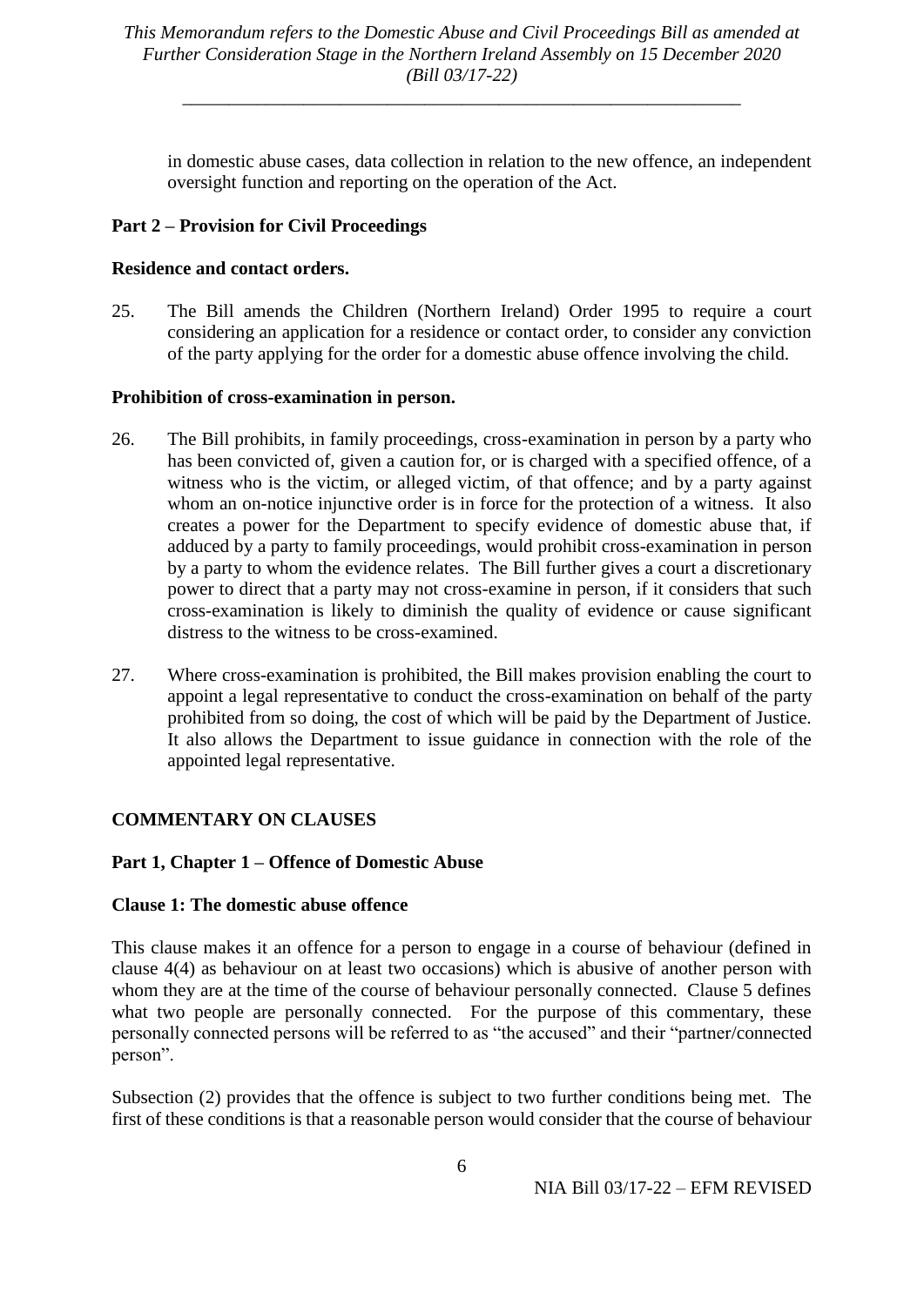in domestic abuse cases, data collection in relation to the new offence, an independent oversight function and reporting on the operation of the Act.

**Part 2 – Provision for Civil Proceedings**

**Residence and contact orders.**

25. The Bill amends the Children (Northern Ireland) Order 1995 to require a court considering an application for a residence or contact order, to consider any conviction of the party applying for the order for a domestic abuse offence involving the child.

**Prohibition of cross-examination in person.**

26. The Bill prohibits, in family proceedings, cross-examination in person by a party who has been convicted of, given a caution for, or is charged with a specified offence, of a witness who is the victim, or alleged victim, of that offence; and by a party against whom an on-notice injunctive order is in force for the protection of a witness. It also creates a power for the Department to specify evidence of domestic abuse that, if adduced by a party to family proceedings, would prohibit cross-examination in person by a party to whom the evidence relates. The Bill further gives a court a discretionary power to direct that a party may not cross-examine in person, if it considers that such cross-examination is likely to diminish the quality of evidence or cause significant distress to the witness to be cross-examined.

27. Where cross-examination is prohibited, the Bill makes provision enabling the court to appoint a legal representative to conduct the cross-examination on behalf of the party prohibited from so doing, the cost of which will be paid by the Department of Justice. It also allows the Department to issue guidance in connection with the role of the appointed legal representative.

## COMMENTARY ON CLAUSES

**Part 1, Chapter 1 – Offence of Domestic Abuse**

**Clause 1: The domestic abuse offence**

This clause makes it an offence for a person to engage in a course of behaviour (defined in clause 4(4) as behaviour on at least two occasions) which is abusive of another person with whom they are at the time of the course of behaviour personally connected. Clause 5 defines what two people are personally connected. For the purpose of this commentary, these personally connected persons will be referred to as "the accused" and their "partner/connected person".

Subsection (2) provides that the offence is subject to two further conditions being met. The first of these conditions is that a reasonable person would consider that the course of behaviour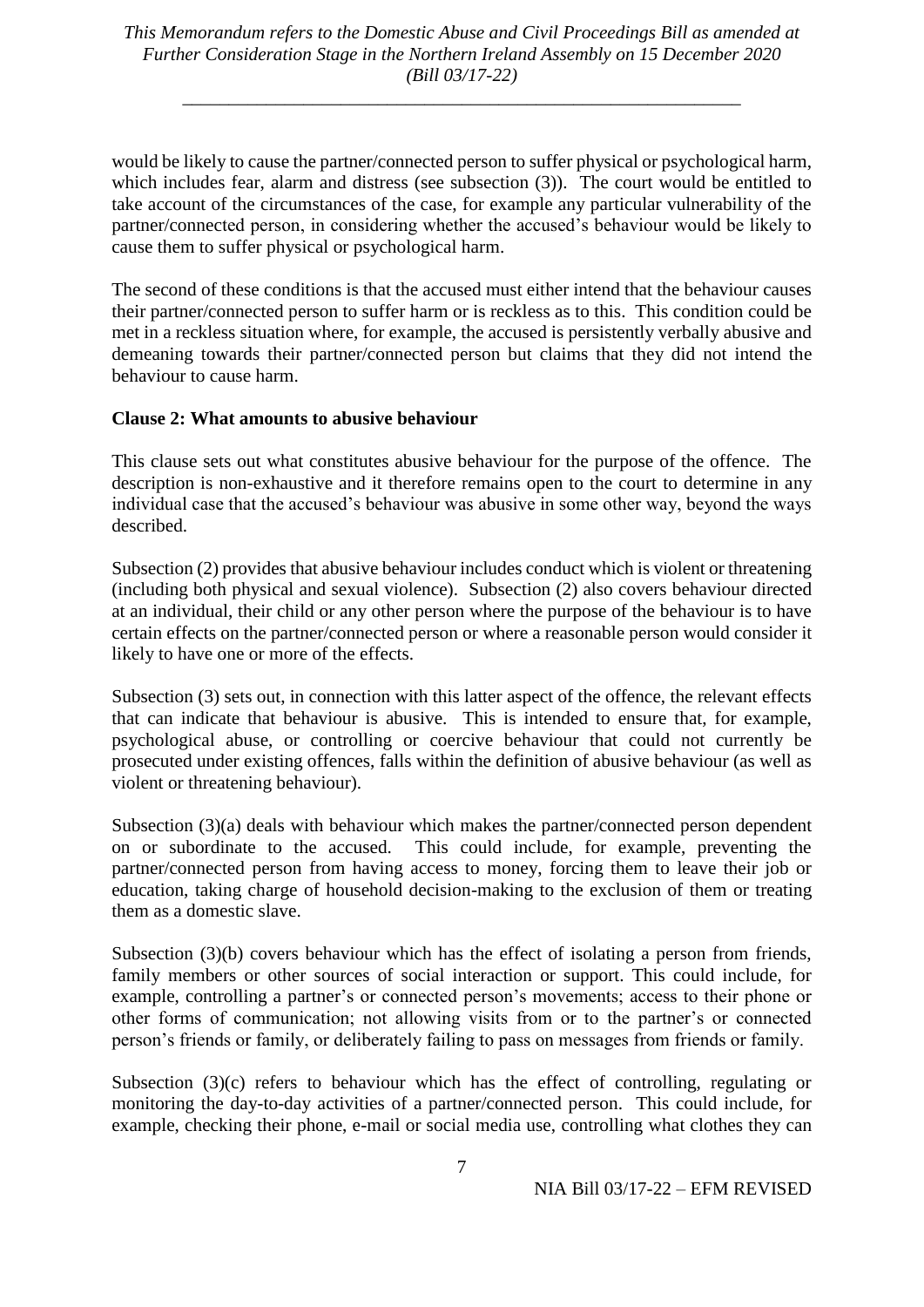would be likely to cause the partner/connected person to suffer physical or psychological harm, which includes fear, alarm and distress (see subsection (3)). The court would be entitled to take account of the circumstances of the case, for example any particular vulnerability of the partner/connected person, in considering whether the accused's behaviour would be likely to cause them to suffer physical or psychological harm.

The second of these conditions is that the accused must either intend that the behaviour causes their partner/connected person to suffer harm or is reckless as to this. This condition could be met in a reckless situation where, for example, the accused is persistently verbally abusive and demeaning towards their partner/connected person but claims that they did not intend the behaviour to cause harm.

**Clause 2: What amounts to abusive behaviour**

This clause sets out what constitutes abusive behaviour for the purpose of the offence. The description is non-exhaustive and it therefore remains open to the court to determine in any individual case that the accused's behaviour was abusive in some other way, beyond the ways described.

Subsection (2) provides that abusive behaviour includes conduct which is violent or threatening (including both physical and sexual violence). Subsection (2) also covers behaviour directed at an individual, their child or any other person where the purpose of the behaviour is to have certain effects on the partner/connected person or where a reasonable person would consider it likely to have one or more of the effects.

Subsection (3) sets out, in connection with this latter aspect of the offence, the relevant effects that can indicate that behaviour is abusive. This is intended to ensure that, for example, psychological abuse, or controlling or coercive behaviour that could not currently be prosecuted under existing offences, falls within the definition of abusive behaviour (as well as violent or threatening behaviour).

Subsection (3)(a) deals with behaviour which makes the partner/connected person dependent on or subordinate to the accused. This could include, for example, preventing the partner/connected person from having access to money, forcing them to leave their job or education, taking charge of household decision-making to the exclusion of them or treating them as a domestic slave.

Subsection (3)(b) covers behaviour which has the effect of isolating a person from friends, family members or other sources of social interaction or support. This could include, for example, controlling a partner's or connected person's movements; access to their phone or other forms of communication; not allowing visits from or to the partner's or connected person's friends or family, or deliberately failing to pass on messages from friends or family.

Subsection (3)(c) refers to behaviour which has the effect of controlling, regulating or monitoring the day-to-day activities of a partner/connected person. This could include, for example, checking their phone, e-mail or social media use, controlling what clothes they can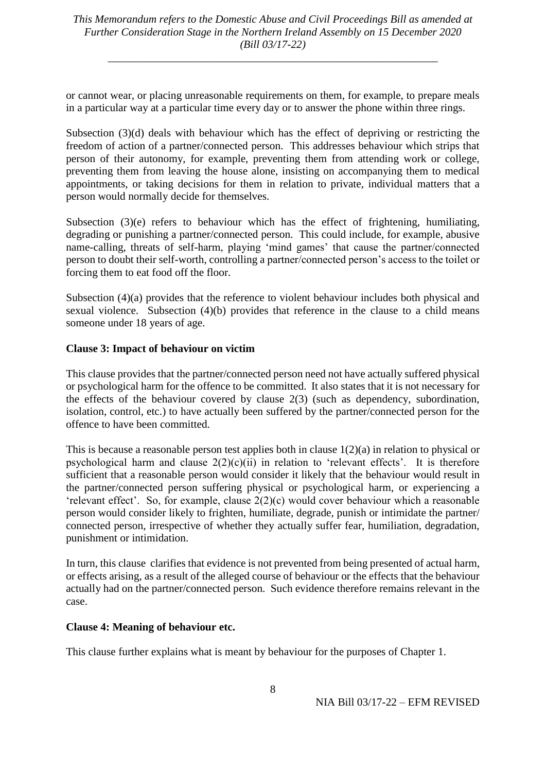or cannot wear, or placing unreasonable requirements on them, for example, to prepare meals in a particular way at a particular time every day or to answer the phone within three rings.

Subsection (3)(d) deals with behaviour which has the effect of depriving or restricting the freedom of action of a partner/connected person. This addresses behaviour which strips that person of their autonomy, for example, preventing them from attending work or college, preventing them from leaving the house alone, insisting on accompanying them to medical appointments, or taking decisions for them in relation to private, individual matters that a person would normally decide for themselves.

Subsection (3)(e) refers to behaviour which has the effect of frightening, humiliating, degrading or punishing a partner/connected person. This could include, for example, abusive name-calling, threats of self-harm, playing 'mind games' that cause the partner/connected person to doubt their self-worth, controlling a partner/connected person's access to the toilet or forcing them to eat food off the floor.

Subsection (4)(a) provides that the reference to violent behaviour includes both physical and sexual violence. Subsection (4)(b) provides that reference in the clause to a child means someone under 18 years of age.

**Clause 3: Impact of behaviour on victim**

This clause provides that the partner/connected person need not have actually suffered physical or psychological harm for the offence to be committed. It also states that it is not necessary for the effects of the behaviour covered by clause 2(3) (such as dependency, subordination, isolation, control, etc.) to have actually been suffered by the partner/connected person for the offence to have been committed.

This is because a reasonable person test applies both in clause 1(2)(a) in relation to physical or psychological harm and clause 2(2)(c)(ii) in relation to 'relevant effects'. It is therefore sufficient that a reasonable person would consider it likely that the behaviour would result in the partner/connected person suffering physical or psychological harm, or experiencing a 'relevant effect'. So, for example, clause 2(2)(c) would cover behaviour which a reasonable person would consider likely to frighten, humiliate, degrade, punish or intimidate the partner/ connected person, irrespective of whether they actually suffer fear, humiliation, degradation, punishment or intimidation.

In turn, this clause clarifies that evidence is not prevented from being presented of actual harm, or effects arising, as a result of the alleged course of behaviour or the effects that the behaviour actually had on the partner/connected person. Such evidence therefore remains relevant in the case.

**Clause 4: Meaning of behaviour etc.**

This clause further explains what is meant by behaviour for the purposes of Chapter 1.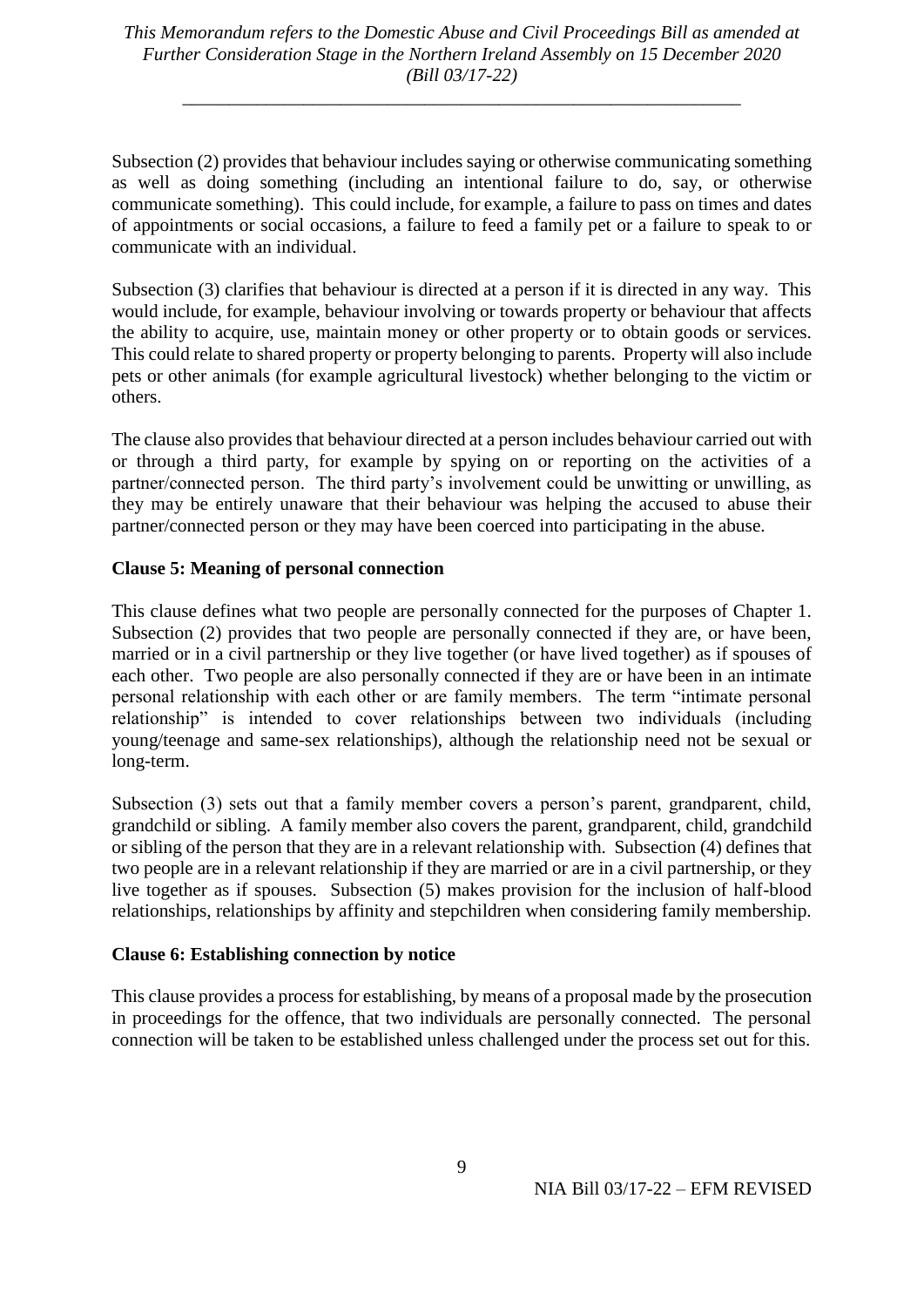Subsection (2) provides that behaviour includes saying or otherwise communicating something as well as doing something (including an intentional failure to do, say, or otherwise communicate something). This could include, for example, a failure to pass on times and dates of appointments or social occasions, a failure to feed a family pet or a failure to speak to or communicate with an individual.

Subsection (3) clarifies that behaviour is directed at a person if it is directed in any way. This would include, for example, behaviour involving or towards property or behaviour that affects the ability to acquire, use, maintain money or other property or to obtain goods or services. This could relate to shared property or property belonging to parents. Property will also include pets or other animals (for example agricultural livestock) whether belonging to the victim or others.

The clause also provides that behaviour directed at a person includes behaviour carried out with or through a third party, for example by spying on or reporting on the activities of a partner/connected person. The third party's involvement could be unwitting or unwilling, as they may be entirely unaware that their behaviour was helping the accused to abuse their partner/connected person or they may have been coerced into participating in the abuse.

**Clause 5: Meaning of personal connection**

This clause defines what two people are personally connected for the purposes of Chapter 1. Subsection (2) provides that two people are personally connected if they are, or have been, married or in a civil partnership or they live together (or have lived together) as if spouses of each other. Two people are also personally connected if they are or have been in an intimate personal relationship with each other or are family members. The term "intimate personal relationship" is intended to cover relationships between two individuals (including young/teenage and same-sex relationships), although the relationship need not be sexual or long-term.

Subsection (3) sets out that a family member covers a person's parent, grandparent, child, grandchild or sibling. A family member also covers the parent, grandparent, child, grandchild or sibling of the person that they are in a relevant relationship with. Subsection (4) defines that two people are in a relevant relationship if they are married or are in a civil partnership, or they live together as if spouses. Subsection (5) makes provision for the inclusion of half-blood relationships, relationships by affinity and stepchildren when considering family membership.

**Clause 6: Establishing connection by notice**

This clause provides a process for establishing, by means of a proposal made by the prosecution in proceedings for the offence, that two individuals are personally connected. The personal connection will be taken to be established unless challenged under the process set out for this.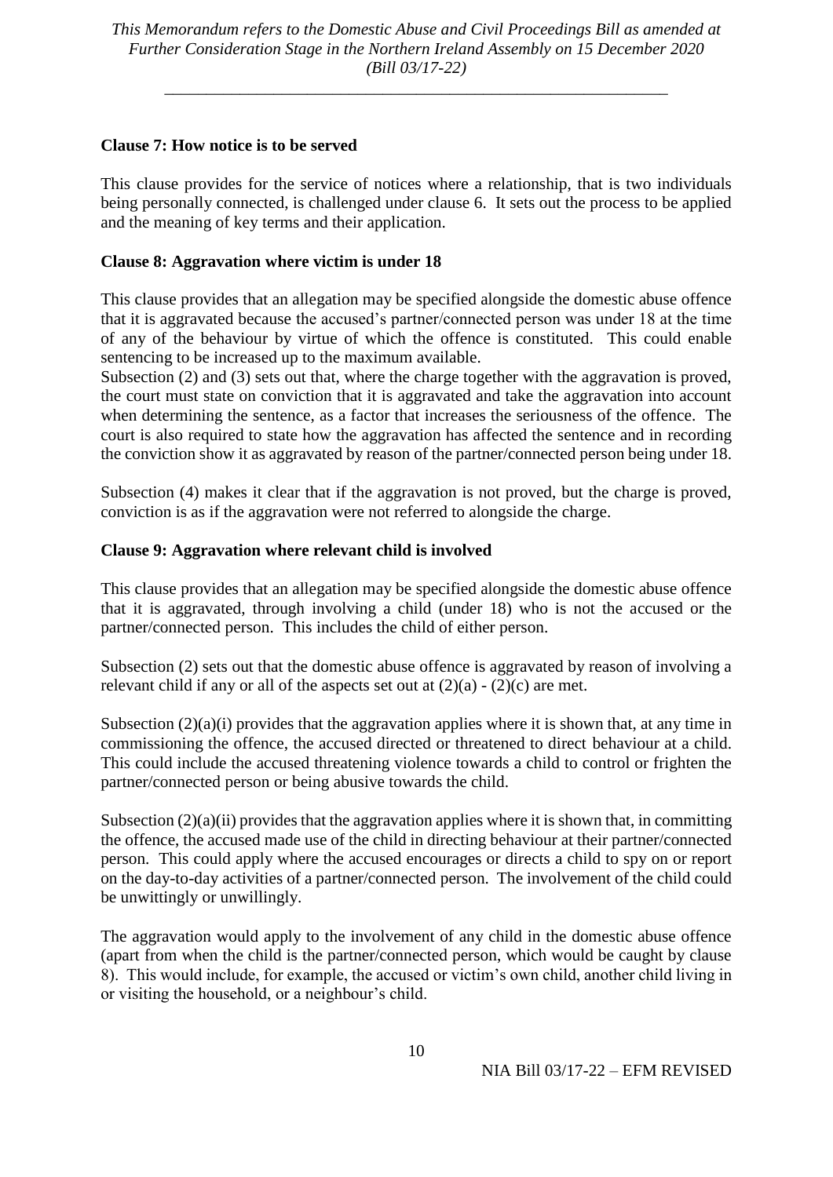**Clause 7: How notice is to be served**

This clause provides for the service of notices where a relationship, that is two individuals being personally connected, is challenged under clause 6. It sets out the process to be applied and the meaning of key terms and their application.

**Clause 8: Aggravation where victim is under 18**

This clause provides that an allegation may be specified alongside the domestic abuse offence that it is aggravated because the accused's partner/connected person was under 18 at the time of any of the behaviour by virtue of which the offence is constituted. This could enable sentencing to be increased up to the maximum available.

Subsection (2) and (3) sets out that, where the charge together with the aggravation is proved, the court must state on conviction that it is aggravated and take the aggravation into account when determining the sentence, as a factor that increases the seriousness of the offence. The court is also required to state how the aggravation has affected the sentence and in recording the conviction show it as aggravated by reason of the partner/connected person being under 18.

Subsection (4) makes it clear that if the aggravation is not proved, but the charge is proved, conviction is as if the aggravation were not referred to alongside the charge.

**Clause 9: Aggravation where relevant child is involved**

This clause provides that an allegation may be specified alongside the domestic abuse offence that it is aggravated, through involving a child (under 18) who is not the accused or the partner/connected person. This includes the child of either person.

Subsection (2) sets out that the domestic abuse offence is aggravated by reason of involving a relevant child if any or all of the aspects set out at (2)(a) - (2)(c) are met.

Subsection (2)(a)(i) provides that the aggravation applies where it is shown that, at any time in commissioning the offence, the accused directed or threatened to direct behaviour at a child. This could include the accused threatening violence towards a child to control or frighten the partner/connected person or being abusive towards the child.

Subsection (2)(a)(ii) provides that the aggravation applies where it is shown that, in committing the offence, the accused made use of the child in directing behaviour at their partner/connected person. This could apply where the accused encourages or directs a child to spy on or report on the day-to-day activities of a partner/connected person. The involvement of the child could be unwittingly or unwillingly.

The aggravation would apply to the involvement of any child in the domestic abuse offence (apart from when the child is the partner/connected person, which would be caught by clause 8). This would include, for example, the accused or victim's own child, another child living in or visiting the household, or a neighbour's child.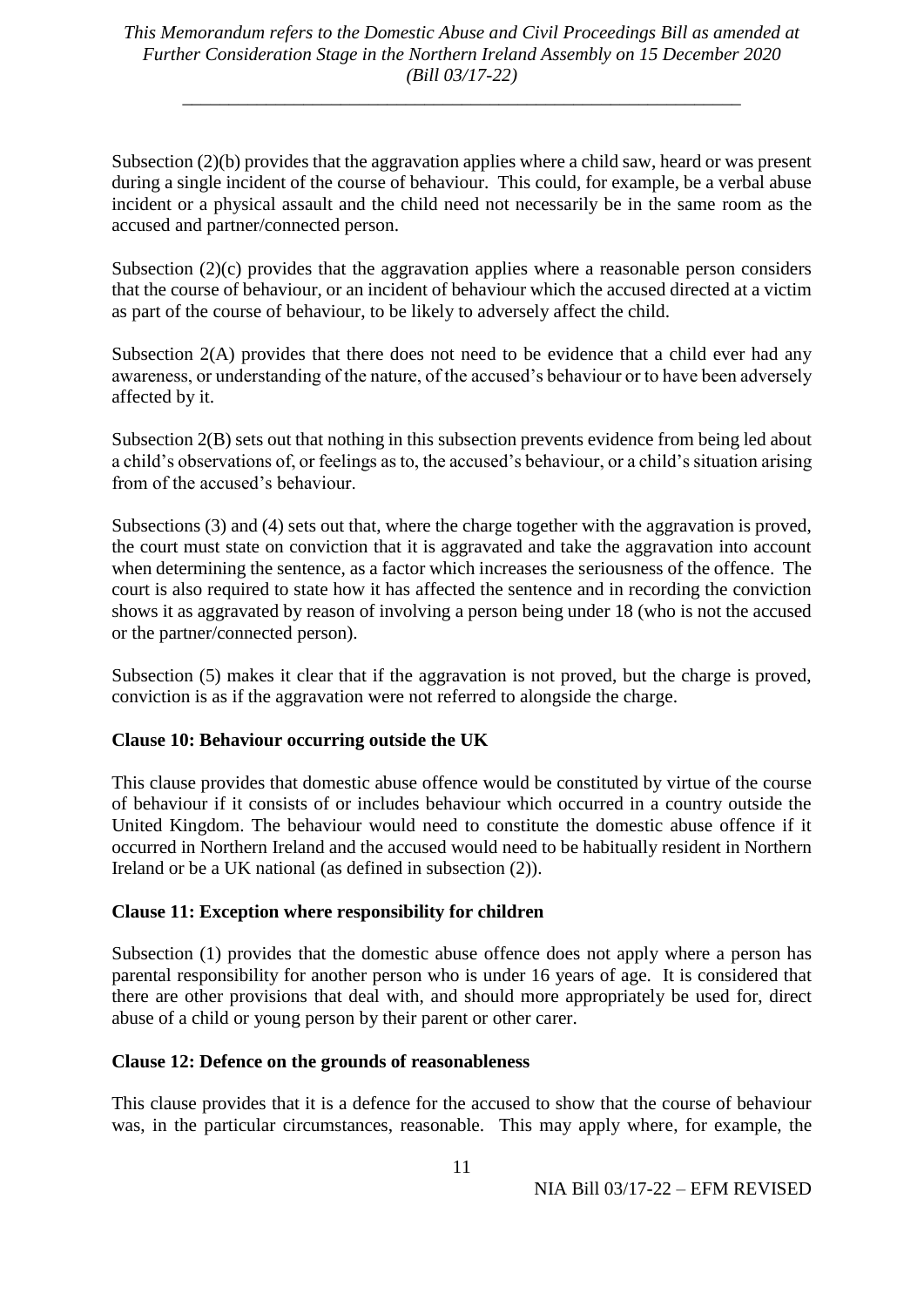Subsection (2)(b) provides that the aggravation applies where a child saw, heard or was present during a single incident of the course of behaviour. This could, for example, be a verbal abuse incident or a physical assault and the child need not necessarily be in the same room as the accused and partner/connected person.

Subsection (2)(c) provides that the aggravation applies where a reasonable person considers that the course of behaviour, or an incident of behaviour which the accused directed at a victim as part of the course of behaviour, to be likely to adversely affect the child.

Subsection 2(A) provides that there does not need to be evidence that a child ever had any awareness, or understanding of the nature, of the accused's behaviour or to have been adversely affected by it.

Subsection 2(B) sets out that nothing in this subsection prevents evidence from being led about a child's observations of, or feelings as to, the accused's behaviour, or a child's situation arising from of the accused's behaviour.

Subsections (3) and (4) sets out that, where the charge together with the aggravation is proved, the court must state on conviction that it is aggravated and take the aggravation into account when determining the sentence, as a factor which increases the seriousness of the offence. The court is also required to state how it has affected the sentence and in recording the conviction shows it as aggravated by reason of involving a person being under 18 (who is not the accused or the partner/connected person).

Subsection (5) makes it clear that if the aggravation is not proved, but the charge is proved, conviction is as if the aggravation were not referred to alongside the charge.

**Clause 10: Behaviour occurring outside the UK**

This clause provides that domestic abuse offence would be constituted by virtue of the course of behaviour if it consists of or includes behaviour which occurred in a country outside the United Kingdom. The behaviour would need to constitute the domestic abuse offence if it occurred in Northern Ireland and the accused would need to be habitually resident in Northern Ireland or be a UK national (as defined in subsection (2)).

**Clause 11: Exception where responsibility for children**

Subsection (1) provides that the domestic abuse offence does not apply where a person has parental responsibility for another person who is under 16 years of age. It is considered that there are other provisions that deal with, and should more appropriately be used for, direct abuse of a child or young person by their parent or other carer.

**Clause 12: Defence on the grounds of reasonableness**

This clause provides that it is a defence for the accused to show that the course of behaviour was, in the particular circumstances, reasonable. This may apply where, for example, the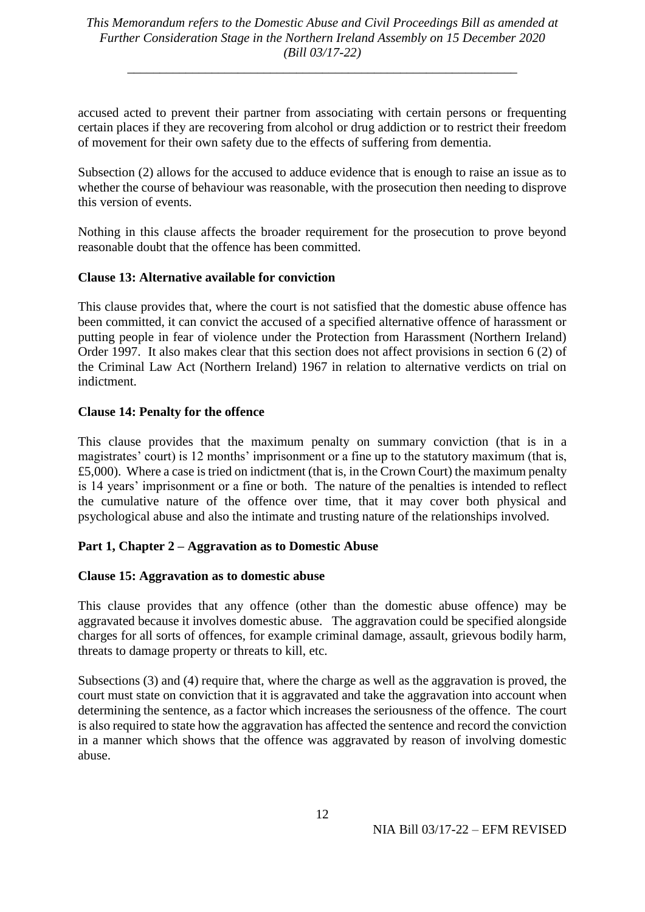accused acted to prevent their partner from associating with certain persons or frequenting certain places if they are recovering from alcohol or drug addiction or to restrict their freedom of movement for their own safety due to the effects of suffering from dementia.

Subsection (2) allows for the accused to adduce evidence that is enough to raise an issue as to whether the course of behaviour was reasonable, with the prosecution then needing to disprove this version of events.

Nothing in this clause affects the broader requirement for the prosecution to prove beyond reasonable doubt that the offence has been committed.

**Clause 13: Alternative available for conviction**

This clause provides that, where the court is not satisfied that the domestic abuse offence has been committed, it can convict the accused of a specified alternative offence of harassment or putting people in fear of violence under the Protection from Harassment (Northern Ireland) Order 1997. It also makes clear that this section does not affect provisions in section 6 (2) of the Criminal Law Act (Northern Ireland) 1967 in relation to alternative verdicts on trial on indictment.

**Clause 14: Penalty for the offence**

This clause provides that the maximum penalty on summary conviction (that is in a magistrates' court) is 12 months' imprisonment or a fine up to the statutory maximum (that is, £5,000). Where a case is tried on indictment (that is, in the Crown Court) the maximum penalty is 14 years' imprisonment or a fine or both. The nature of the penalties is intended to reflect the cumulative nature of the offence over time, that it may cover both physical and psychological abuse and also the intimate and trusting nature of the relationships involved.

**Part 1, Chapter 2 – Aggravation as to Domestic Abuse**

**Clause 15: Aggravation as to domestic abuse**

This clause provides that any offence (other than the domestic abuse offence) may be aggravated because it involves domestic abuse. The aggravation could be specified alongside charges for all sorts of offences, for example criminal damage, assault, grievous bodily harm, threats to damage property or threats to kill, etc.

Subsections (3) and (4) require that, where the charge as well as the aggravation is proved, the court must state on conviction that it is aggravated and take the aggravation into account when determining the sentence, as a factor which increases the seriousness of the offence. The court is also required to state how the aggravation has affected the sentence and record the conviction in a manner which shows that the offence was aggravated by reason of involving domestic abuse.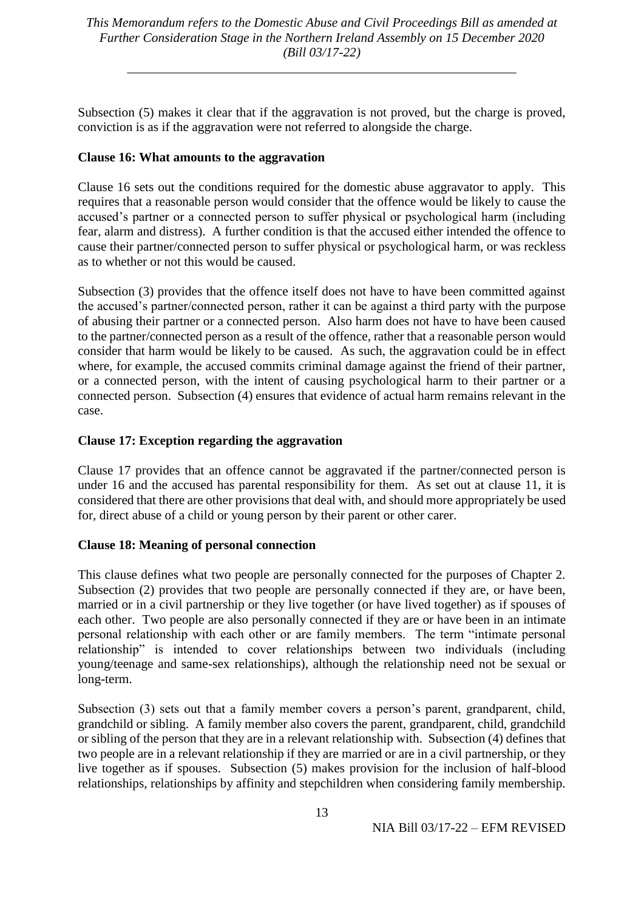Subsection (5) makes it clear that if the aggravation is not proved, but the charge is proved, conviction is as if the aggravation were not referred to alongside the charge.

**Clause 16: What amounts to the aggravation**

Clause 16 sets out the conditions required for the domestic abuse aggravator to apply. This requires that a reasonable person would consider that the offence would be likely to cause the accused's partner or a connected person to suffer physical or psychological harm (including fear, alarm and distress). A further condition is that the accused either intended the offence to cause their partner/connected person to suffer physical or psychological harm, or was reckless as to whether or not this would be caused.

Subsection (3) provides that the offence itself does not have to have been committed against the accused's partner/connected person, rather it can be against a third party with the purpose of abusing their partner or a connected person. Also harm does not have to have been caused to the partner/connected person as a result of the offence, rather that a reasonable person would consider that harm would be likely to be caused. As such, the aggravation could be in effect where, for example, the accused commits criminal damage against the friend of their partner, or a connected person, with the intent of causing psychological harm to their partner or a connected person. Subsection (4) ensures that evidence of actual harm remains relevant in the case.

**Clause 17: Exception regarding the aggravation**

Clause 17 provides that an offence cannot be aggravated if the partner/connected person is under 16 and the accused has parental responsibility for them. As set out at clause 11, it is considered that there are other provisions that deal with, and should more appropriately be used for, direct abuse of a child or young person by their parent or other carer.

**Clause 18: Meaning of personal connection**

This clause defines what two people are personally connected for the purposes of Chapter 2. Subsection (2) provides that two people are personally connected if they are, or have been, married or in a civil partnership or they live together (or have lived together) as if spouses of each other. Two people are also personally connected if they are or have been in an intimate personal relationship with each other or are family members. The term "intimate personal relationship" is intended to cover relationships between two individuals (including young/teenage and same-sex relationships), although the relationship need not be sexual or long-term.

Subsection (3) sets out that a family member covers a person's parent, grandparent, child, grandchild or sibling. A family member also covers the parent, grandparent, child, grandchild or sibling of the person that they are in a relevant relationship with. Subsection (4) defines that two people are in a relevant relationship if they are married or are in a civil partnership, or they live together as if spouses. Subsection (5) makes provision for the inclusion of half-blood relationships, relationships by affinity and stepchildren when considering family membership.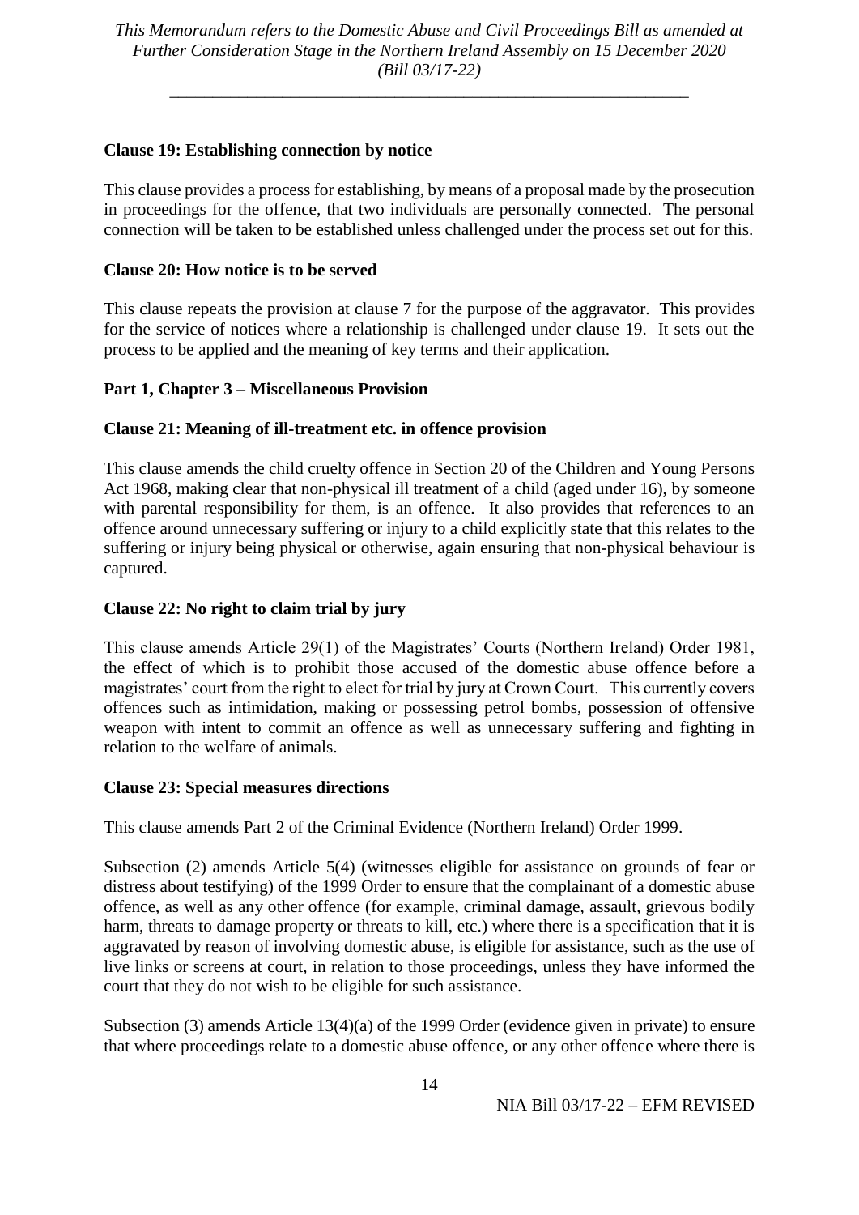**Clause 19: Establishing connection by notice**

This clause provides a process for establishing, by means of a proposal made by the prosecution in proceedings for the offence, that two individuals are personally connected. The personal connection will be taken to be established unless challenged under the process set out for this.

**Clause 20: How notice is to be served**

This clause repeats the provision at clause 7 for the purpose of the aggravator. This provides for the service of notices where a relationship is challenged under clause 19. It sets out the process to be applied and the meaning of key terms and their application.

**Part 1, Chapter 3 – Miscellaneous Provision**

**Clause 21: Meaning of ill-treatment etc. in offence provision**

This clause amends the child cruelty offence in Section 20 of the Children and Young Persons Act 1968, making clear that non-physical ill treatment of a child (aged under 16), by someone with parental responsibility for them, is an offence. It also provides that references to an offence around unnecessary suffering or injury to a child explicitly state that this relates to the suffering or injury being physical or otherwise, again ensuring that non-physical behaviour is captured.

**Clause 22: No right to claim trial by jury**

This clause amends Article 29(1) of the Magistrates' Courts (Northern Ireland) Order 1981, the effect of which is to prohibit those accused of the domestic abuse offence before a magistrates' court from the right to elect for trial by jury at Crown Court. This currently covers offences such as intimidation, making or possessing petrol bombs, possession of offensive weapon with intent to commit an offence as well as unnecessary suffering and fighting in relation to the welfare of animals.

**Clause 23: Special measures directions**

This clause amends Part 2 of the Criminal Evidence (Northern Ireland) Order 1999.

Subsection (2) amends Article 5(4) (witnesses eligible for assistance on grounds of fear or distress about testifying) of the 1999 Order to ensure that the complainant of a domestic abuse offence, as well as any other offence (for example, criminal damage, assault, grievous bodily harm, threats to damage property or threats to kill, etc.) where there is a specification that it is aggravated by reason of involving domestic abuse, is eligible for assistance, such as the use of live links or screens at court, in relation to those proceedings, unless they have informed the court that they do not wish to be eligible for such assistance.

Subsection (3) amends Article 13(4)(a) of the 1999 Order (evidence given in private) to ensure that where proceedings relate to a domestic abuse offence, or any other offence where there is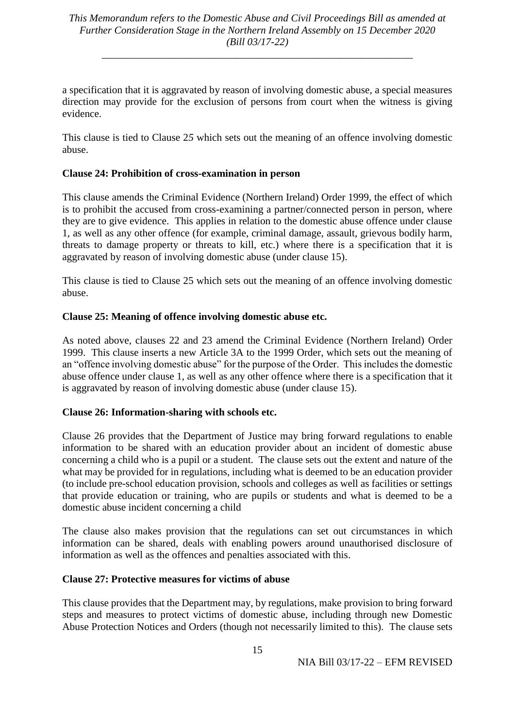a specification that it is aggravated by reason of involving domestic abuse, a special measures direction may provide for the exclusion of persons from court when the witness is giving evidence.

This clause is tied to Clause 2*5* which sets out the meaning of an offence involving domestic abuse.

**Clause 24: Prohibition of cross-examination in person**

This clause amends the Criminal Evidence (Northern Ireland) Order 1999, the effect of which is to prohibit the accused from cross-examining a partner/connected person in person, where they are to give evidence. This applies in relation to the domestic abuse offence under clause 1, as well as any other offence (for example, criminal damage, assault, grievous bodily harm, threats to damage property or threats to kill, etc.) where there is a specification that it is aggravated by reason of involving domestic abuse (under clause 15).

This clause is tied to Clause 25 which sets out the meaning of an offence involving domestic abuse.

**Clause 25: Meaning of offence involving domestic abuse etc.**

As noted above, clauses 22 and 23 amend the Criminal Evidence (Northern Ireland) Order 1999. This clause inserts a new Article 3A to the 1999 Order, which sets out the meaning of an "offence involving domestic abuse" for the purpose of the Order. This includes the domestic abuse offence under clause 1, as well as any other offence where there is a specification that it is aggravated by reason of involving domestic abuse (under clause 15).

**Clause 26: Information-sharing with schools etc.**

Clause 26 provides that the Department of Justice may bring forward regulations to enable information to be shared with an education provider about an incident of domestic abuse concerning a child who is a pupil or a student. The clause sets out the extent and nature of the what may be provided for in regulations, including what is deemed to be an education provider (to include pre-school education provision, schools and colleges as well as facilities or settings that provide education or training, who are pupils or students and what is deemed to be a domestic abuse incident concerning a child

The clause also makes provision that the regulations can set out circumstances in which information can be shared, deals with enabling powers around unauthorised disclosure of information as well as the offences and penalties associated with this.

**Clause 27: Protective measures for victims of abuse**

This clause provides that the Department may, by regulations, make provision to bring forward steps and measures to protect victims of domestic abuse, including through new Domestic Abuse Protection Notices and Orders (though not necessarily limited to this). The clause sets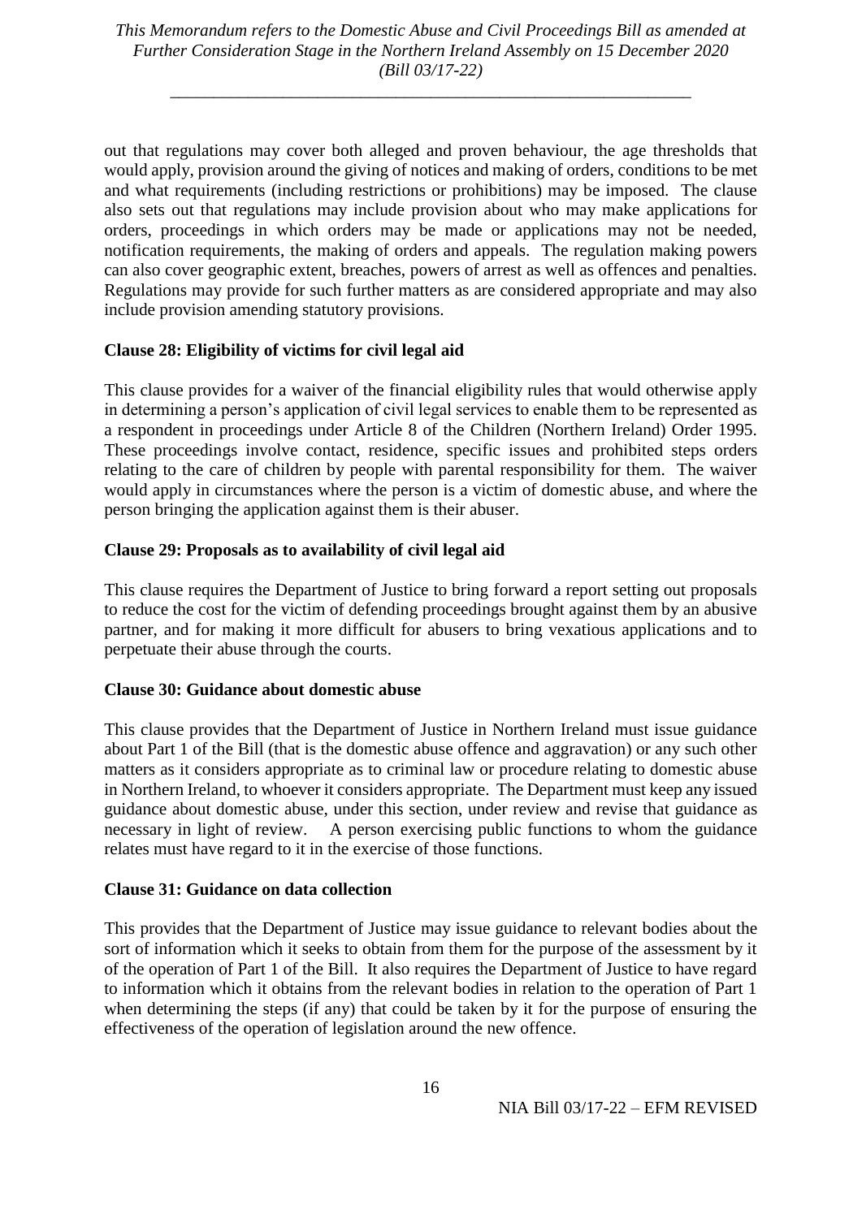out that regulations may cover both alleged and proven behaviour, the age thresholds that would apply, provision around the giving of notices and making of orders, conditions to be met and what requirements (including restrictions or prohibitions) may be imposed. The clause also sets out that regulations may include provision about who may make applications for orders, proceedings in which orders may be made or applications may not be needed, notification requirements, the making of orders and appeals. The regulation making powers can also cover geographic extent, breaches, powers of arrest as well as offences and penalties. Regulations may provide for such further matters as are considered appropriate and may also include provision amending statutory provisions.

**Clause 28: Eligibility of victims for civil legal aid**

This clause provides for a waiver of the financial eligibility rules that would otherwise apply in determining a person's application of civil legal services to enable them to be represented as a respondent in proceedings under Article 8 of the Children (Northern Ireland) Order 1995. These proceedings involve contact, residence, specific issues and prohibited steps orders relating to the care of children by people with parental responsibility for them. The waiver would apply in circumstances where the person is a victim of domestic abuse, and where the person bringing the application against them is their abuser.

**Clause 29: Proposals as to availability of civil legal aid**

This clause requires the Department of Justice to bring forward a report setting out proposals to reduce the cost for the victim of defending proceedings brought against them by an abusive partner, and for making it more difficult for abusers to bring vexatious applications and to perpetuate their abuse through the courts.

**Clause 30: Guidance about domestic abuse**

This clause provides that the Department of Justice in Northern Ireland must issue guidance about Part 1 of the Bill (that is the domestic abuse offence and aggravation) or any such other matters as it considers appropriate as to criminal law or procedure relating to domestic abuse in Northern Ireland, to whoever it considers appropriate. The Department must keep any issued guidance about domestic abuse, under this section, under review and revise that guidance as necessary in light of review. A person exercising public functions to whom the guidance relates must have regard to it in the exercise of those functions.

**Clause 31: Guidance on data collection**

This provides that the Department of Justice may issue guidance to relevant bodies about the sort of information which it seeks to obtain from them for the purpose of the assessment by it of the operation of Part 1 of the Bill. It also requires the Department of Justice to have regard to information which it obtains from the relevant bodies in relation to the operation of Part 1 when determining the steps (if any) that could be taken by it for the purpose of ensuring the effectiveness of the operation of legislation around the new offence.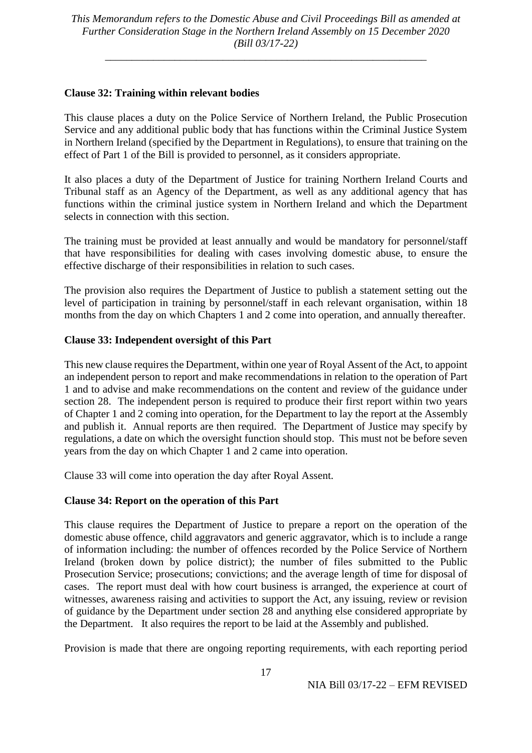### Clause 32: Training within relevant bodies

This clause places a duty on the Police Service of Northern Ireland, the Public Prosecution Service and any additional public body that has functions within the Criminal Justice System in Northern Ireland (specified by the Department in Regulations), to ensure that training on the effect of Part 1 of the Bill is provided to personnel, as it considers appropriate.

It also places a duty of the Department of Justice for training Northern Ireland Courts and Tribunal staff as an Agency of the Department, as well as any additional agency that has functions within the criminal justice system in Northern Ireland and which the Department selects in connection with this section.

The training must be provided at least annually and would be mandatory for personnel/staff that have responsibilities for dealing with cases involving domestic abuse, to ensure the effective discharge of their responsibilities in relation to such cases.

The provision also requires the Department of Justice to publish a statement setting out the level of participation in training by personnel/staff in each relevant organisation, within 18 months from the day on which Chapters 1 and 2 come into operation, and annually thereafter.

### Clause 33: Independent oversight of this Part

This new clause requires the Department, within one year of Royal Assent of the Act, to appoint an independent person to report and make recommendations in relation to the operation of Part 1 and to advise and make recommendations on the content and review of the guidance under section 28. The independent person is required to produce their first report within two years of Chapter 1 and 2 coming into operation, for the Department to lay the report at the Assembly and publish it. Annual reports are then required. The Department of Justice may specify by regulations, a date on which the oversight function should stop. This must not be before seven years from the day on which Chapter 1 and 2 came into operation.

Clause 33 will come into operation the day after Royal Assent.

### Clause 34: Report on the operation of this Part

This clause requires the Department of Justice to prepare a report on the operation of the domestic abuse offence, child aggravators and generic aggravator, which is to include a range of information including: the number of offences recorded by the Police Service of Northern Ireland (broken down by police district); the number of files submitted to the Public Prosecution Service; prosecutions; convictions; and the average length of time for disposal of cases. The report must deal with how court business is arranged, the experience at court of witnesses, awareness raising and activities to support the Act, any issuing, review or revision of guidance by the Department under section 28 and anything else considered appropriate by the Department. It also requires the report to be laid at the Assembly and published.

Provision is made that there are ongoing reporting requirements, with each reporting period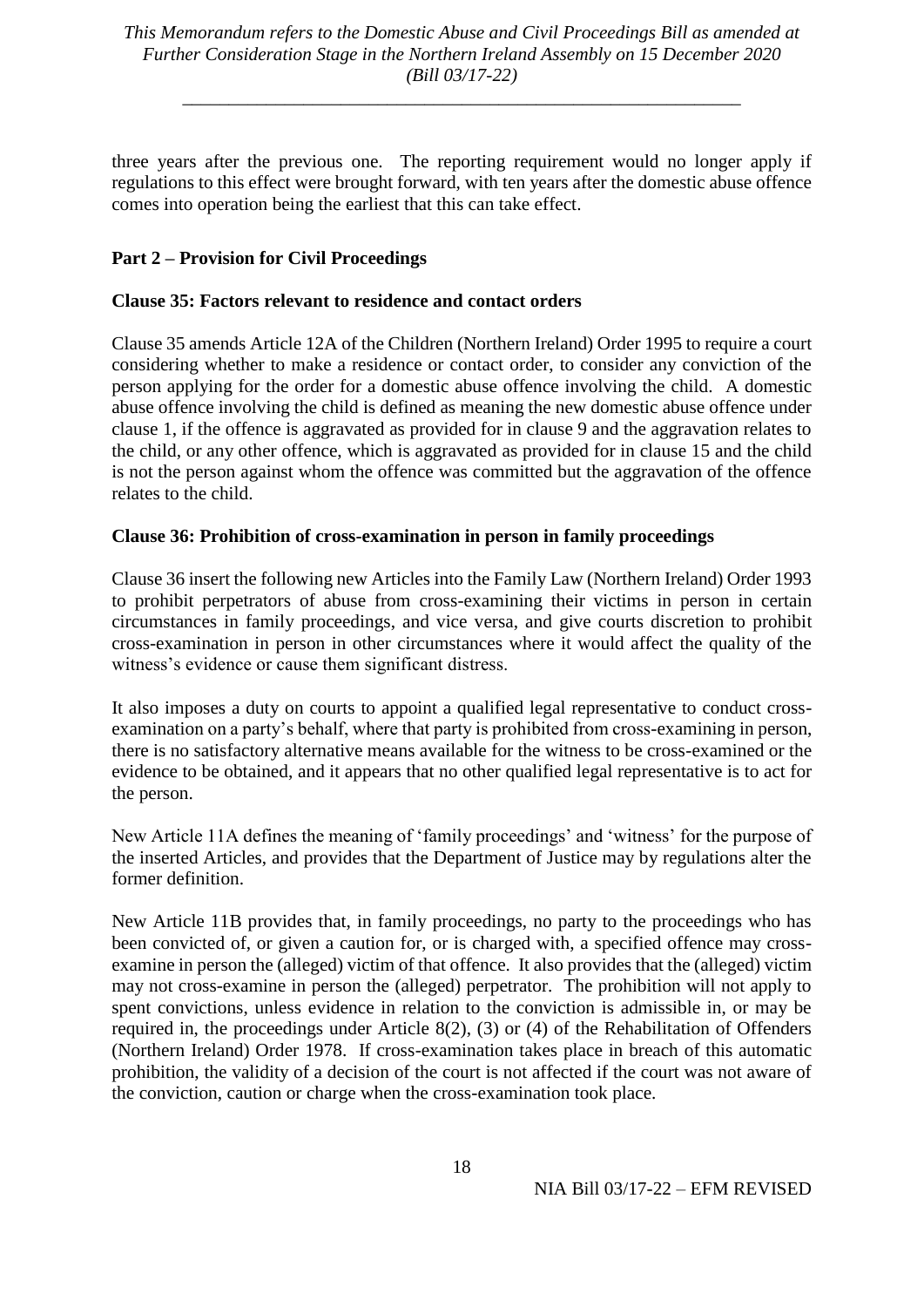three years after the previous one. The reporting requirement would no longer apply if regulations to this effect were brought forward, with ten years after the domestic abuse offence comes into operation being the earliest that this can take effect.

## Part 2 – Provision for Civil Proceedings

### Clause 35: Factors relevant to residence and contact orders

Clause 35 amends Article 12A of the Children (Northern Ireland) Order 1995 to require a court considering whether to make a residence or contact order, to consider any conviction of the person applying for the order for a domestic abuse offence involving the child. A domestic abuse offence involving the child is defined as meaning the new domestic abuse offence under clause 1, if the offence is aggravated as provided for in clause 9 and the aggravation relates to the child, or any other offence, which is aggravated as provided for in clause 15 and the child is not the person against whom the offence was committed but the aggravation of the offence relates to the child.

### Clause 36: Prohibition of cross-examination in person in family proceedings

Clause 36 insert the following new Articles into the Family Law (Northern Ireland) Order 1993 to prohibit perpetrators of abuse from cross-examining their victims in person in certain circumstances in family proceedings, and vice versa, and give courts discretion to prohibit cross-examination in person in other circumstances where it would affect the quality of the witness's evidence or cause them significant distress.

It also imposes a duty on courts to appoint a qualified legal representative to conduct cross-examination on a party's behalf, where that party is prohibited from cross-examining in person, there is no satisfactory alternative means available for the witness to be cross-examined or the evidence to be obtained, and it appears that no other qualified legal representative is to act for the person.

New Article 11A defines the meaning of 'family proceedings' and 'witness' for the purpose of the inserted Articles, and provides that the Department of Justice may by regulations alter the former definition.

New Article 11B provides that, in family proceedings, no party to the proceedings who has been convicted of, or given a caution for, or is charged with, a specified offence may cross-examine in person the (alleged) victim of that offence. It also provides that the (alleged) victim may not cross-examine in person the (alleged) perpetrator. The prohibition will not apply to spent convictions, unless evidence in relation to the conviction is admissible in, or may be required in, the proceedings under Article 8(2), (3) or (4) of the Rehabilitation of Offenders (Northern Ireland) Order 1978. If cross-examination takes place in breach of this automatic prohibition, the validity of a decision of the court is not affected if the court was not aware of the conviction, caution or charge when the cross-examination took place.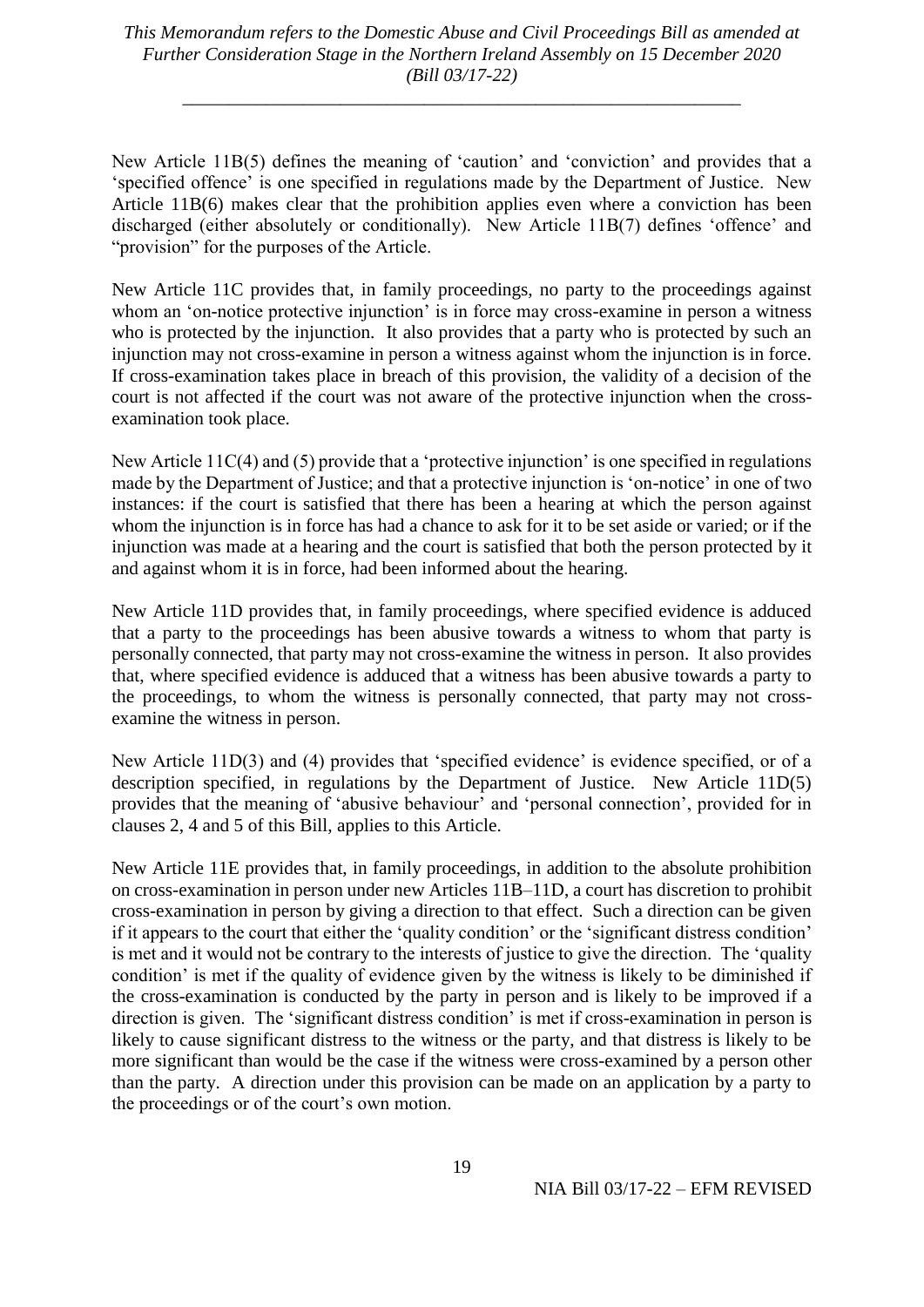New Article 11B(5) defines the meaning of 'caution' and 'conviction' and provides that a 'specified offence' is one specified in regulations made by the Department of Justice. New Article 11B(6) makes clear that the prohibition applies even where a conviction has been discharged (either absolutely or conditionally). New Article 11B(7) defines 'offence' and "provision" for the purposes of the Article.

New Article 11C provides that, in family proceedings, no party to the proceedings against whom an 'on-notice protective injunction' is in force may cross-examine in person a witness who is protected by the injunction. It also provides that a party who is protected by such an injunction may not cross-examine in person a witness against whom the injunction is in force. If cross-examination takes place in breach of this provision, the validity of a decision of the court is not affected if the court was not aware of the protective injunction when the cross-examination took place.

New Article 11C(4) and (5) provide that a 'protective injunction' is one specified in regulations made by the Department of Justice; and that a protective injunction is 'on-notice' in one of two instances: if the court is satisfied that there has been a hearing at which the person against whom the injunction is in force has had a chance to ask for it to be set aside or varied; or if the injunction was made at a hearing and the court is satisfied that both the person protected by it and against whom it is in force, had been informed about the hearing.

New Article 11D provides that, in family proceedings, where specified evidence is adduced that a party to the proceedings has been abusive towards a witness to whom that party is personally connected, that party may not cross-examine the witness in person. It also provides that, where specified evidence is adduced that a witness has been abusive towards a party to the proceedings, to whom the witness is personally connected, that party may not cross-examine the witness in person.

New Article 11D(3) and (4) provides that 'specified evidence' is evidence specified, or of a description specified, in regulations by the Department of Justice. New Article 11D(5) provides that the meaning of 'abusive behaviour' and 'personal connection', provided for in clauses 2, 4 and 5 of this Bill, applies to this Article.

New Article 11E provides that, in family proceedings, in addition to the absolute prohibition on cross-examination in person under new Articles 11B–11D, a court has discretion to prohibit cross-examination in person by giving a direction to that effect. Such a direction can be given if it appears to the court that either the 'quality condition' or the 'significant distress condition' is met and it would not be contrary to the interests of justice to give the direction. The 'quality condition' is met if the quality of evidence given by the witness is likely to be diminished if the cross-examination is conducted by the party in person and is likely to be improved if a direction is given. The 'significant distress condition' is met if cross-examination in person is likely to cause significant distress to the witness or the party, and that distress is likely to be more significant than would be the case if the witness were cross-examined by a person other than the party. A direction under this provision can be made on an application by a party to the proceedings or of the court's own motion.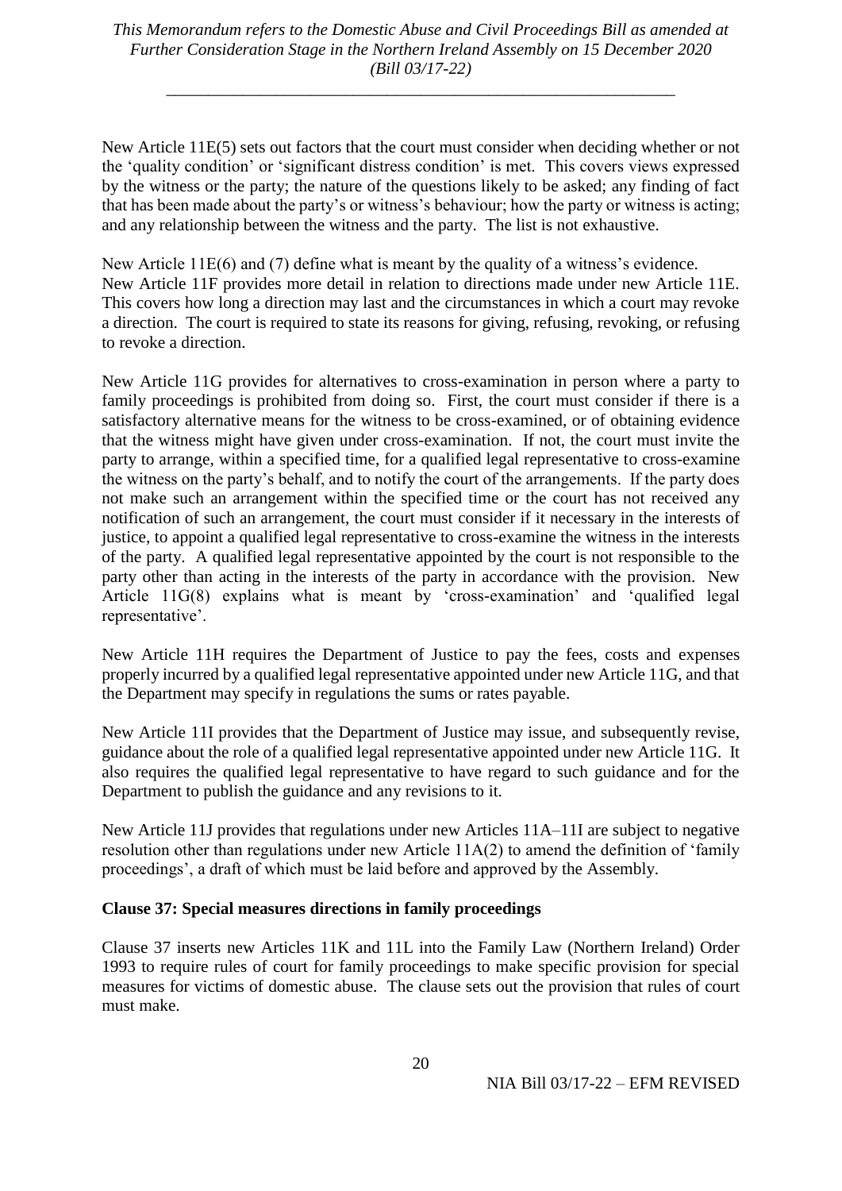New Article 11E(5) sets out factors that the court must consider when deciding whether or not the 'quality condition' or 'significant distress condition' is met. This covers views expressed by the witness or the party; the nature of the questions likely to be asked; any finding of fact that has been made about the party's or witness's behaviour; how the party or witness is acting; and any relationship between the witness and the party. The list is not exhaustive.

New Article 11E(6) and (7) define what is meant by the quality of a witness's evidence.
New Article 11F provides more detail in relation to directions made under new Article 11E. This covers how long a direction may last and the circumstances in which a court may revoke a direction. The court is required to state its reasons for giving, refusing, revoking, or refusing to revoke a direction.

New Article 11G provides for alternatives to cross-examination in person where a party to family proceedings is prohibited from doing so. First, the court must consider if there is a satisfactory alternative means for the witness to be cross-examined, or of obtaining evidence that the witness might have given under cross-examination. If not, the court must invite the party to arrange, within a specified time, for a qualified legal representative to cross-examine the witness on the party's behalf, and to notify the court of the arrangements. If the party does not make such an arrangement within the specified time or the court has not received any notification of such an arrangement, the court must consider if it necessary in the interests of justice, to appoint a qualified legal representative to cross-examine the witness in the interests of the party. A qualified legal representative appointed by the court is not responsible to the party other than acting in the interests of the party in accordance with the provision. New Article 11G(8) explains what is meant by 'cross-examination' and 'qualified legal representative'.

New Article 11H requires the Department of Justice to pay the fees, costs and expenses properly incurred by a qualified legal representative appointed under new Article 11G, and that the Department may specify in regulations the sums or rates payable.

New Article 11I provides that the Department of Justice may issue, and subsequently revise, guidance about the role of a qualified legal representative appointed under new Article 11G. It also requires the qualified legal representative to have regard to such guidance and for the Department to publish the guidance and any revisions to it.

New Article 11J provides that regulations under new Articles 11A–11I are subject to negative resolution other than regulations under new Article 11A(2) to amend the definition of 'family proceedings', a draft of which must be laid before and approved by the Assembly.

**Clause 37: Special measures directions in family proceedings**

Clause 37 inserts new Articles 11K and 11L into the Family Law (Northern Ireland) Order 1993 to require rules of court for family proceedings to make specific provision for special measures for victims of domestic abuse. The clause sets out the provision that rules of court must make.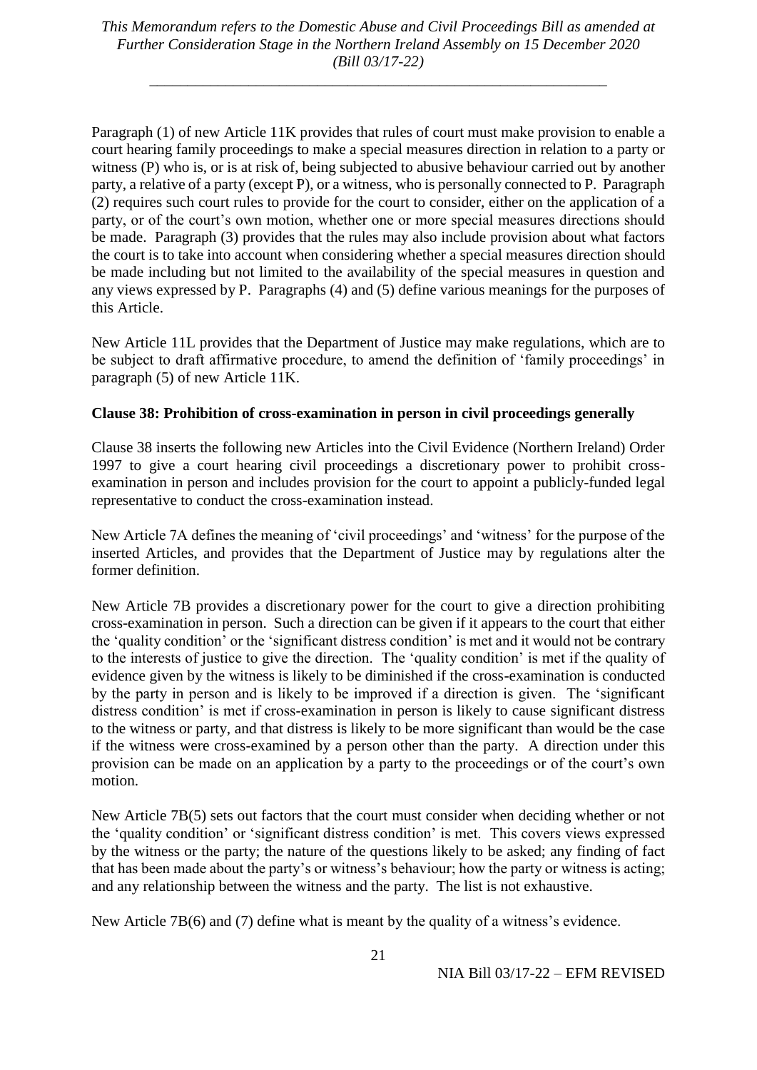Paragraph (1) of new Article 11K provides that rules of court must make provision to enable a court hearing family proceedings to make a special measures direction in relation to a party or witness (P) who is, or is at risk of, being subjected to abusive behaviour carried out by another party, a relative of a party (except P), or a witness, who is personally connected to P. Paragraph (2) requires such court rules to provide for the court to consider, either on the application of a party, or of the court's own motion, whether one or more special measures directions should be made. Paragraph (3) provides that the rules may also include provision about what factors the court is to take into account when considering whether a special measures direction should be made including but not limited to the availability of the special measures in question and any views expressed by P. Paragraphs (4) and (5) define various meanings for the purposes of this Article.

New Article 11L provides that the Department of Justice may make regulations, which are to be subject to draft affirmative procedure, to amend the definition of 'family proceedings' in paragraph (5) of new Article 11K.

**Clause 38: Prohibition of cross-examination in person in civil proceedings generally**

Clause 38 inserts the following new Articles into the Civil Evidence (Northern Ireland) Order 1997 to give a court hearing civil proceedings a discretionary power to prohibit cross-examination in person and includes provision for the court to appoint a publicly-funded legal representative to conduct the cross-examination instead.

New Article 7A defines the meaning of 'civil proceedings' and 'witness' for the purpose of the inserted Articles, and provides that the Department of Justice may by regulations alter the former definition.

New Article 7B provides a discretionary power for the court to give a direction prohibiting cross-examination in person. Such a direction can be given if it appears to the court that either the 'quality condition' or the 'significant distress condition' is met and it would not be contrary to the interests of justice to give the direction. The 'quality condition' is met if the quality of evidence given by the witness is likely to be diminished if the cross-examination is conducted by the party in person and is likely to be improved if a direction is given. The 'significant distress condition' is met if cross-examination in person is likely to cause significant distress to the witness or party, and that distress is likely to be more significant than would be the case if the witness were cross-examined by a person other than the party. A direction under this provision can be made on an application by a party to the proceedings or of the court's own motion.

New Article 7B(5) sets out factors that the court must consider when deciding whether or not the 'quality condition' or 'significant distress condition' is met. This covers views expressed by the witness or the party; the nature of the questions likely to be asked; any finding of fact that has been made about the party's or witness's behaviour; how the party or witness is acting; and any relationship between the witness and the party. The list is not exhaustive.

New Article 7B(6) and (7) define what is meant by the quality of a witness's evidence.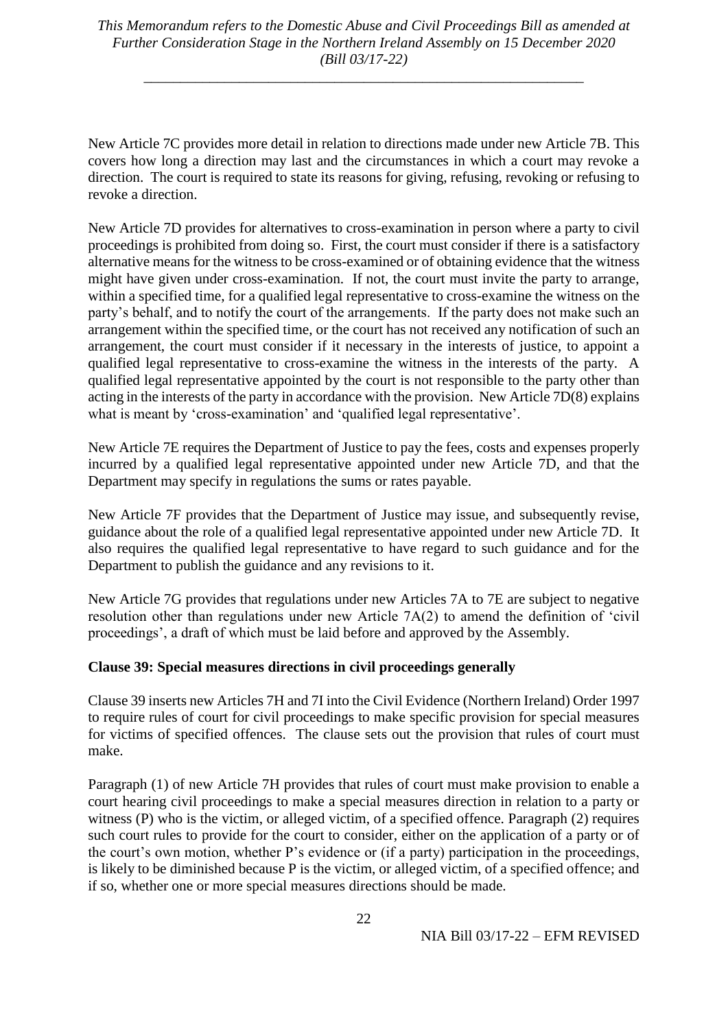New Article 7C provides more detail in relation to directions made under new Article 7B. This covers how long a direction may last and the circumstances in which a court may revoke a direction. The court is required to state its reasons for giving, refusing, revoking or refusing to revoke a direction.

New Article 7D provides for alternatives to cross-examination in person where a party to civil proceedings is prohibited from doing so. First, the court must consider if there is a satisfactory alternative means for the witness to be cross-examined or of obtaining evidence that the witness might have given under cross-examination. If not, the court must invite the party to arrange, within a specified time, for a qualified legal representative to cross-examine the witness on the party's behalf, and to notify the court of the arrangements. If the party does not make such an arrangement within the specified time, or the court has not received any notification of such an arrangement, the court must consider if it necessary in the interests of justice, to appoint a qualified legal representative to cross-examine the witness in the interests of the party. A qualified legal representative appointed by the court is not responsible to the party other than acting in the interests of the party in accordance with the provision. New Article 7D(8) explains what is meant by 'cross-examination' and 'qualified legal representative'.

New Article 7E requires the Department of Justice to pay the fees, costs and expenses properly incurred by a qualified legal representative appointed under new Article 7D, and that the Department may specify in regulations the sums or rates payable.

New Article 7F provides that the Department of Justice may issue, and subsequently revise, guidance about the role of a qualified legal representative appointed under new Article 7D. It also requires the qualified legal representative to have regard to such guidance and for the Department to publish the guidance and any revisions to it.

New Article 7G provides that regulations under new Articles 7A to 7E are subject to negative resolution other than regulations under new Article 7A(2) to amend the definition of 'civil proceedings', a draft of which must be laid before and approved by the Assembly.

**Clause 39: Special measures directions in civil proceedings generally**

Clause 39 inserts new Articles 7H and 7I into the Civil Evidence (Northern Ireland) Order 1997 to require rules of court for civil proceedings to make specific provision for special measures for victims of specified offences. The clause sets out the provision that rules of court must make.

Paragraph (1) of new Article 7H provides that rules of court must make provision to enable a court hearing civil proceedings to make a special measures direction in relation to a party or witness (P) who is the victim, or alleged victim, of a specified offence. Paragraph (2) requires such court rules to provide for the court to consider, either on the application of a party or of the court's own motion, whether P's evidence or (if a party) participation in the proceedings, is likely to be diminished because P is the victim, or alleged victim, of a specified offence; and if so, whether one or more special measures directions should be made.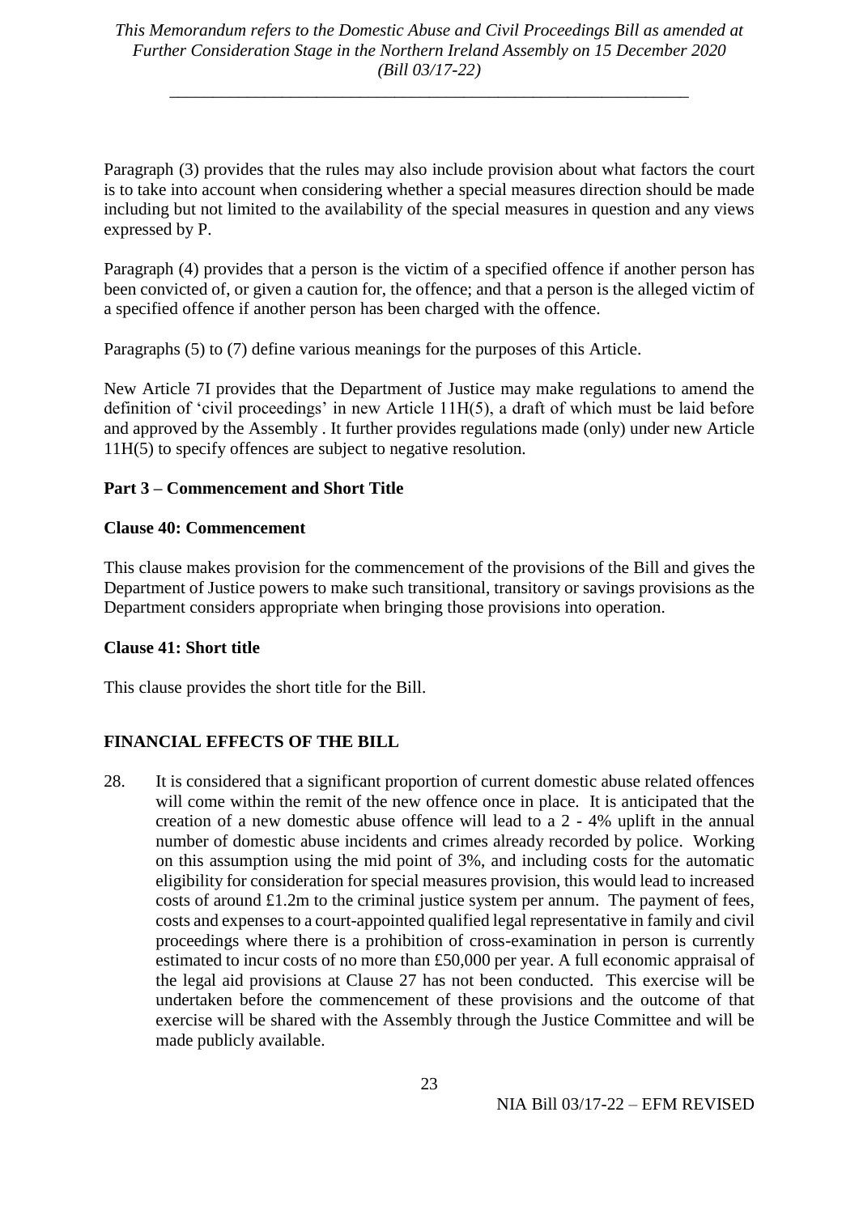Paragraph (3) provides that the rules may also include provision about what factors the court is to take into account when considering whether a special measures direction should be made including but not limited to the availability of the special measures in question and any views expressed by P.

Paragraph (4) provides that a person is the victim of a specified offence if another person has been convicted of, or given a caution for, the offence; and that a person is the alleged victim of a specified offence if another person has been charged with the offence.

Paragraphs (5) to (7) define various meanings for the purposes of this Article.

New Article 7I provides that the Department of Justice may make regulations to amend the definition of 'civil proceedings' in new Article 11H(5), a draft of which must be laid before and approved by the Assembly . It further provides regulations made (only) under new Article 11H(5) to specify offences are subject to negative resolution.

**Part 3 – Commencement and Short Title**

**Clause 40: Commencement**

This clause makes provision for the commencement of the provisions of the Bill and gives the Department of Justice powers to make such transitional, transitory or savings provisions as the Department considers appropriate when bringing those provisions into operation.

**Clause 41: Short title**

This clause provides the short title for the Bill.

## FINANCIAL EFFECTS OF THE BILL

28. It is considered that a significant proportion of current domestic abuse related offences will come within the remit of the new offence once in place. It is anticipated that the creation of a new domestic abuse offence will lead to a 2 - 4% uplift in the annual number of domestic abuse incidents and crimes already recorded by police. Working on this assumption using the mid point of 3%, and including costs for the automatic eligibility for consideration for special measures provision, this would lead to increased costs of around £1.2m to the criminal justice system per annum. The payment of fees, costs and expenses to a court-appointed qualified legal representative in family and civil proceedings where there is a prohibition of cross-examination in person is currently estimated to incur costs of no more than £50,000 per year. A full economic appraisal of the legal aid provisions at Clause 27 has not been conducted. This exercise will be undertaken before the commencement of these provisions and the outcome of that exercise will be shared with the Assembly through the Justice Committee and will be made publicly available.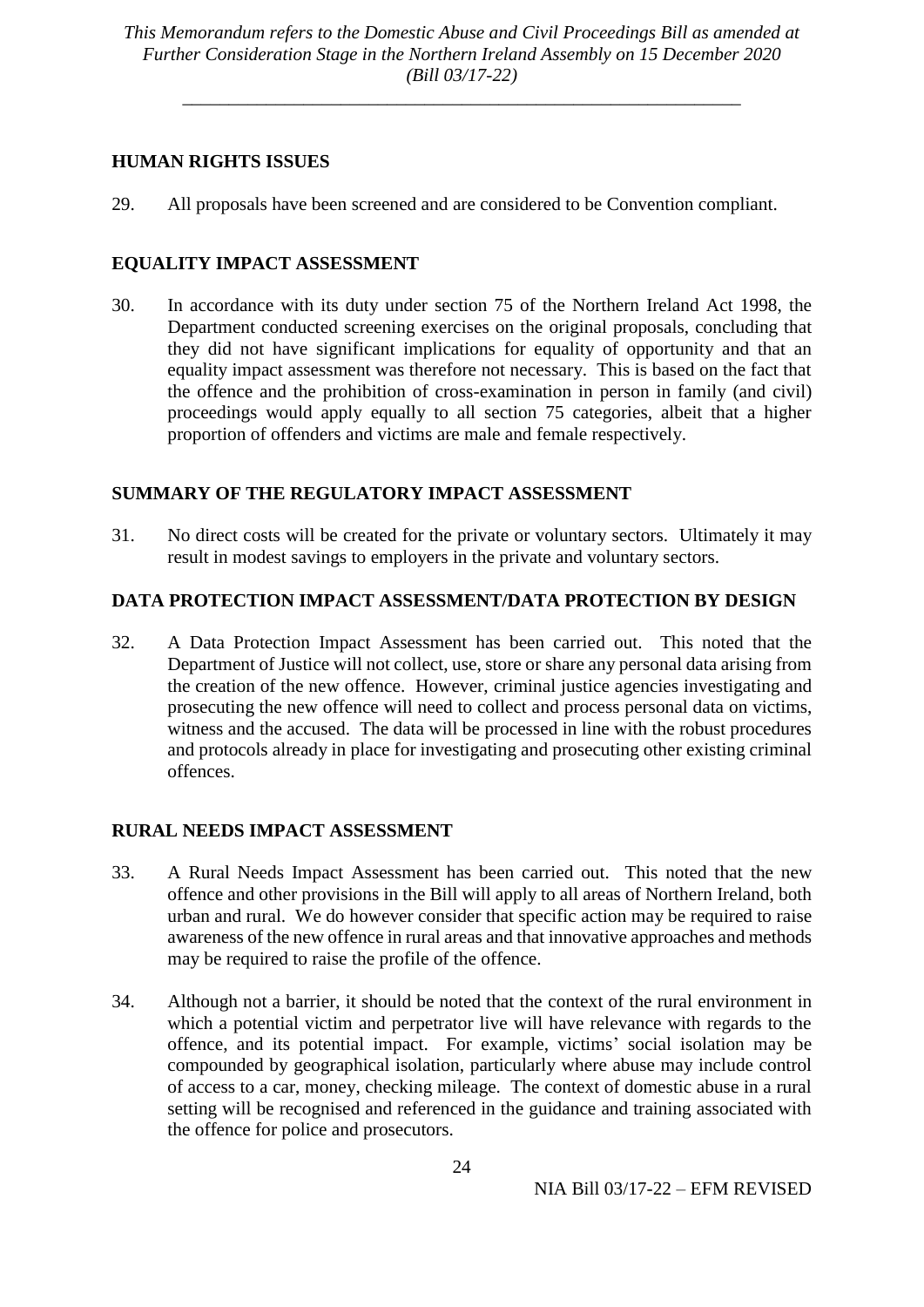## HUMAN RIGHTS ISSUES

29. All proposals have been screened and are considered to be Convention compliant.

## EQUALITY IMPACT ASSESSMENT

30. In accordance with its duty under section 75 of the Northern Ireland Act 1998, the Department conducted screening exercises on the original proposals, concluding that they did not have significant implications for equality of opportunity and that an equality impact assessment was therefore not necessary. This is based on the fact that the offence and the prohibition of cross-examination in person in family (and civil) proceedings would apply equally to all section 75 categories, albeit that a higher proportion of offenders and victims are male and female respectively.

## SUMMARY OF THE REGULATORY IMPACT ASSESSMENT

31. No direct costs will be created for the private or voluntary sectors. Ultimately it may result in modest savings to employers in the private and voluntary sectors.

## DATA PROTECTION IMPACT ASSESSMENT/DATA PROTECTION BY DESIGN

32. A Data Protection Impact Assessment has been carried out. This noted that the Department of Justice will not collect, use, store or share any personal data arising from the creation of the new offence. However, criminal justice agencies investigating and prosecuting the new offence will need to collect and process personal data on victims, witness and the accused. The data will be processed in line with the robust procedures and protocols already in place for investigating and prosecuting other existing criminal offences.

## RURAL NEEDS IMPACT ASSESSMENT

33. A Rural Needs Impact Assessment has been carried out. This noted that the new offence and other provisions in the Bill will apply to all areas of Northern Ireland, both urban and rural. We do however consider that specific action may be required to raise awareness of the new offence in rural areas and that innovative approaches and methods may be required to raise the profile of the offence.

34. Although not a barrier, it should be noted that the context of the rural environment in which a potential victim and perpetrator live will have relevance with regards to the offence, and its potential impact. For example, victims' social isolation may be compounded by geographical isolation, particularly where abuse may include control of access to a car, money, checking mileage. The context of domestic abuse in a rural setting will be recognised and referenced in the guidance and training associated with the offence for police and prosecutors.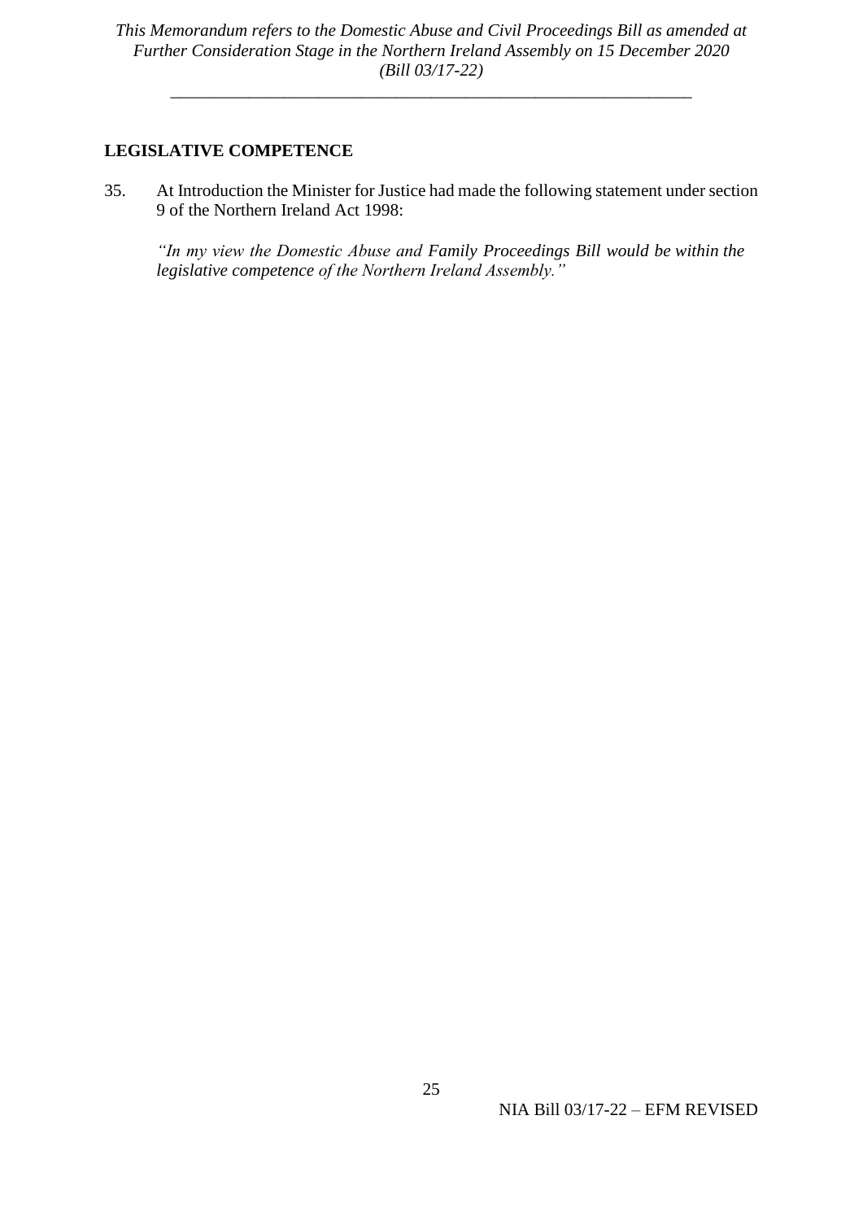## LEGISLATIVE COMPETENCE

35. At Introduction the Minister for Justice had made the following statement under section 9 of the Northern Ireland Act 1998:

    *"In my view the Domestic Abuse and Family Proceedings Bill would be within the legislative competence of the Northern Ireland Assembly."*